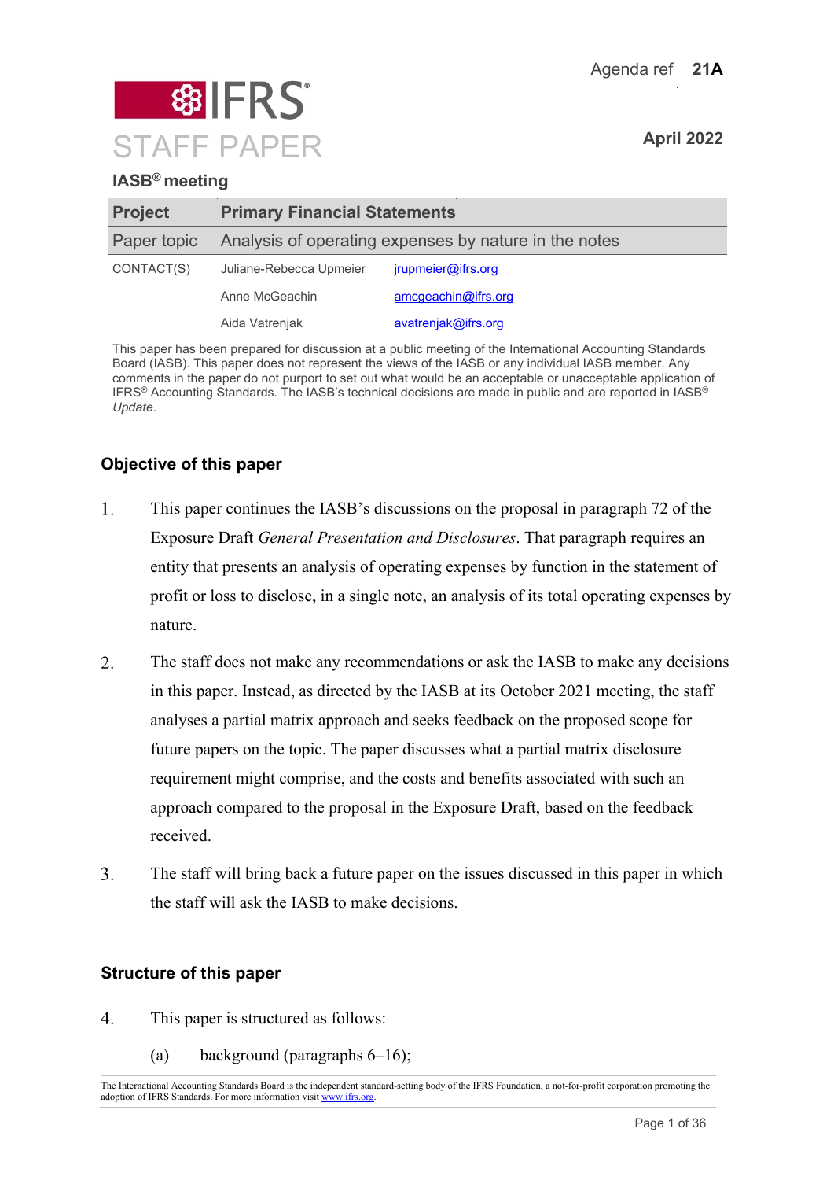Agenda ref **21A**

# IFRS STAFF PAPER

**April 2022**

**IASB® meeting**

| **Project** | **Primary Financial Statements** | |
|---|---|---|
| Paper topic | Analysis of operating expenses by nature in the notes | |
| CONTACT(S) | Juliane-Rebecca Upmeier | jrupmeier@ifrs.org |
| | Anne McGeachin | amcgeachin@ifrs.org |
| | Aida Vatrenjak | avatrenjak@ifrs.org |

This paper has been prepared for discussion at a public meeting of the International Accounting Standards Board (IASB). This paper does not represent the views of the IASB or any individual IASB member. Any comments in the paper do not purport to set out what would be an acceptable or unacceptable application of IFRS® Accounting Standards. The IASB's technical decisions are made in public and are reported in IASB® *Update*.

## Objective of this paper

1. This paper continues the IASB's discussions on the proposal in paragraph 72 of the Exposure Draft *General Presentation and Disclosures*. That paragraph requires an entity that presents an analysis of operating expenses by function in the statement of profit or loss to disclose, in a single note, an analysis of its total operating expenses by nature.

2. The staff does not make any recommendations or ask the IASB to make any decisions in this paper. Instead, as directed by the IASB at its October 2021 meeting, the staff analyses a partial matrix approach and seeks feedback on the proposed scope for future papers on the topic. The paper discusses what a partial matrix disclosure requirement might comprise, and the costs and benefits associated with such an approach compared to the proposal in the Exposure Draft, based on the feedback received.

3. The staff will bring back a future paper on the issues discussed in this paper in which the staff will ask the IASB to make decisions.

## Structure of this paper

4. This paper is structured as follows:
   (a) background (paragraphs 6–16);

The International Accounting Standards Board is the independent standard-setting body of the IFRS Foundation, a not-for-profit corporation promoting the adoption of IFRS Standards. For more information visit www.ifrs.org.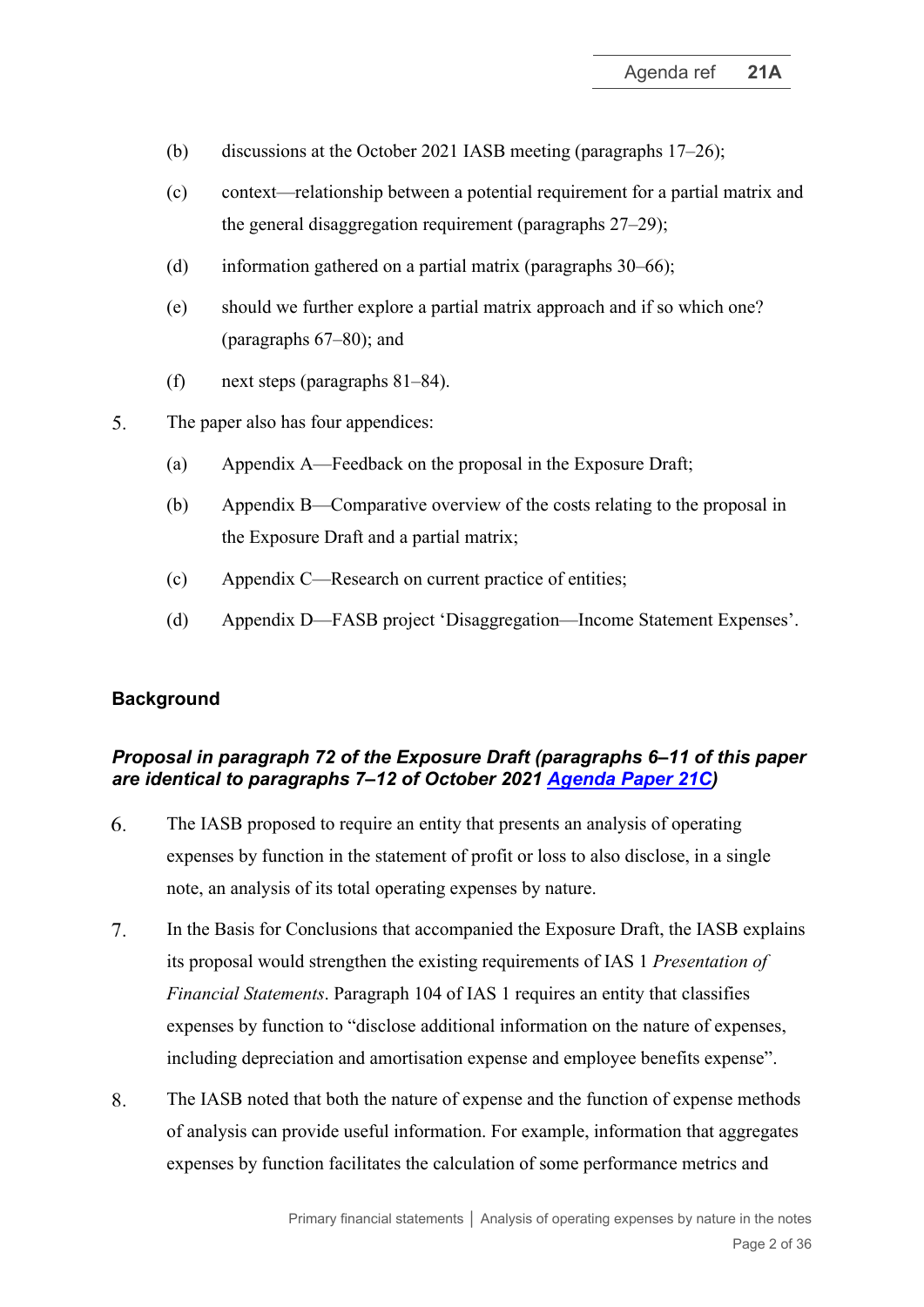(b) discussions at the October 2021 IASB meeting (paragraphs 17–26);

(c) context—relationship between a potential requirement for a partial matrix and the general disaggregation requirement (paragraphs 27–29);

(d) information gathered on a partial matrix (paragraphs 30–66);

(e) should we further explore a partial matrix approach and if so which one? (paragraphs 67–80); and

(f) next steps (paragraphs 81–84).

5. The paper also has four appendices:

   (a) Appendix A—Feedback on the proposal in the Exposure Draft;

   (b) Appendix B—Comparative overview of the costs relating to the proposal in the Exposure Draft and a partial matrix;

   (c) Appendix C—Research on current practice of entities;

   (d) Appendix D—FASB project 'Disaggregation—Income Statement Expenses'.

## Background

### *Proposal in paragraph 72 of the Exposure Draft (paragraphs 6–11 of this paper are identical to paragraphs 7–12 of October 2021 Agenda Paper 21C)*

6. The IASB proposed to require an entity that presents an analysis of operating expenses by function in the statement of profit or loss to also disclose, in a single note, an analysis of its total operating expenses by nature.

7. In the Basis for Conclusions that accompanied the Exposure Draft, the IASB explains its proposal would strengthen the existing requirements of IAS 1 *Presentation of Financial Statements*. Paragraph 104 of IAS 1 requires an entity that classifies expenses by function to "disclose additional information on the nature of expenses, including depreciation and amortisation expense and employee benefits expense".

8. The IASB noted that both the nature of expense and the function of expense methods of analysis can provide useful information. For example, information that aggregates expenses by function facilitates the calculation of some performance metrics and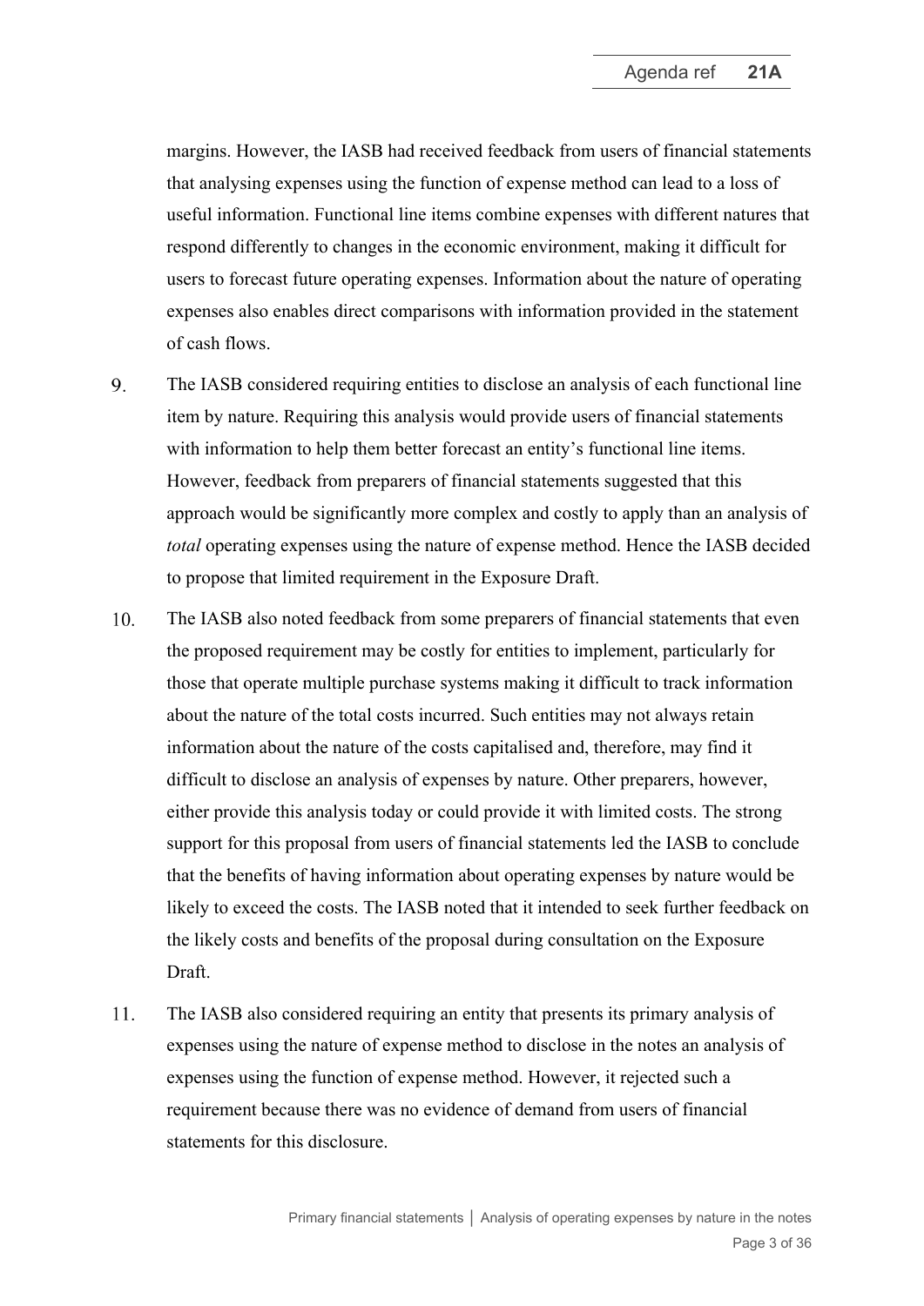margins. However, the IASB had received feedback from users of financial statements that analysing expenses using the function of expense method can lead to a loss of useful information. Functional line items combine expenses with different natures that respond differently to changes in the economic environment, making it difficult for users to forecast future operating expenses. Information about the nature of operating expenses also enables direct comparisons with information provided in the statement of cash flows.

9. The IASB considered requiring entities to disclose an analysis of each functional line item by nature. Requiring this analysis would provide users of financial statements with information to help them better forecast an entity's functional line items. However, feedback from preparers of financial statements suggested that this approach would be significantly more complex and costly to apply than an analysis of *total* operating expenses using the nature of expense method. Hence the IASB decided to propose that limited requirement in the Exposure Draft.

10. The IASB also noted feedback from some preparers of financial statements that even the proposed requirement may be costly for entities to implement, particularly for those that operate multiple purchase systems making it difficult to track information about the nature of the total costs incurred. Such entities may not always retain information about the nature of the costs capitalised and, therefore, may find it difficult to disclose an analysis of expenses by nature. Other preparers, however, either provide this analysis today or could provide it with limited costs. The strong support for this proposal from users of financial statements led the IASB to conclude that the benefits of having information about operating expenses by nature would be likely to exceed the costs. The IASB noted that it intended to seek further feedback on the likely costs and benefits of the proposal during consultation on the Exposure Draft.

11. The IASB also considered requiring an entity that presents its primary analysis of expenses using the nature of expense method to disclose in the notes an analysis of expenses using the function of expense method. However, it rejected such a requirement because there was no evidence of demand from users of financial statements for this disclosure.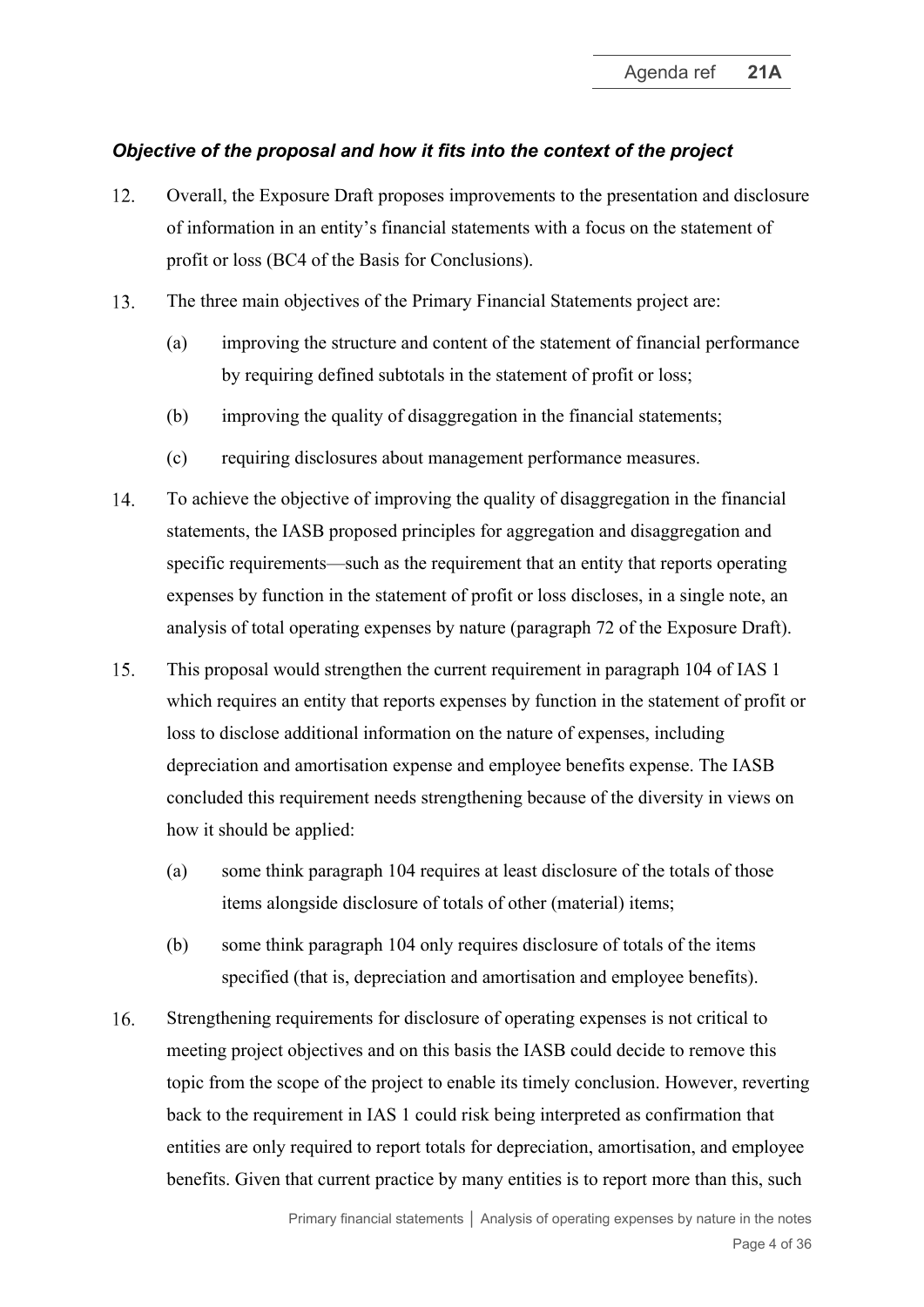### *Objective of the proposal and how it fits into the context of the project*

12. Overall, the Exposure Draft proposes improvements to the presentation and disclosure of information in an entity's financial statements with a focus on the statement of profit or loss (BC4 of the Basis for Conclusions).

13. The three main objectives of the Primary Financial Statements project are:

    (a) improving the structure and content of the statement of financial performance by requiring defined subtotals in the statement of profit or loss;

    (b) improving the quality of disaggregation in the financial statements;

    (c) requiring disclosures about management performance measures.

14. To achieve the objective of improving the quality of disaggregation in the financial statements, the IASB proposed principles for aggregation and disaggregation and specific requirements—such as the requirement that an entity that reports operating expenses by function in the statement of profit or loss discloses, in a single note, an analysis of total operating expenses by nature (paragraph 72 of the Exposure Draft).

15. This proposal would strengthen the current requirement in paragraph 104 of IAS 1 which requires an entity that reports expenses by function in the statement of profit or loss to disclose additional information on the nature of expenses, including depreciation and amortisation expense and employee benefits expense. The IASB concluded this requirement needs strengthening because of the diversity in views on how it should be applied:

    (a) some think paragraph 104 requires at least disclosure of the totals of those items alongside disclosure of totals of other (material) items;

    (b) some think paragraph 104 only requires disclosure of totals of the items specified (that is, depreciation and amortisation and employee benefits).

16. Strengthening requirements for disclosure of operating expenses is not critical to meeting project objectives and on this basis the IASB could decide to remove this topic from the scope of the project to enable its timely conclusion. However, reverting back to the requirement in IAS 1 could risk being interpreted as confirmation that entities are only required to report totals for depreciation, amortisation, and employee benefits. Given that current practice by many entities is to report more than this, such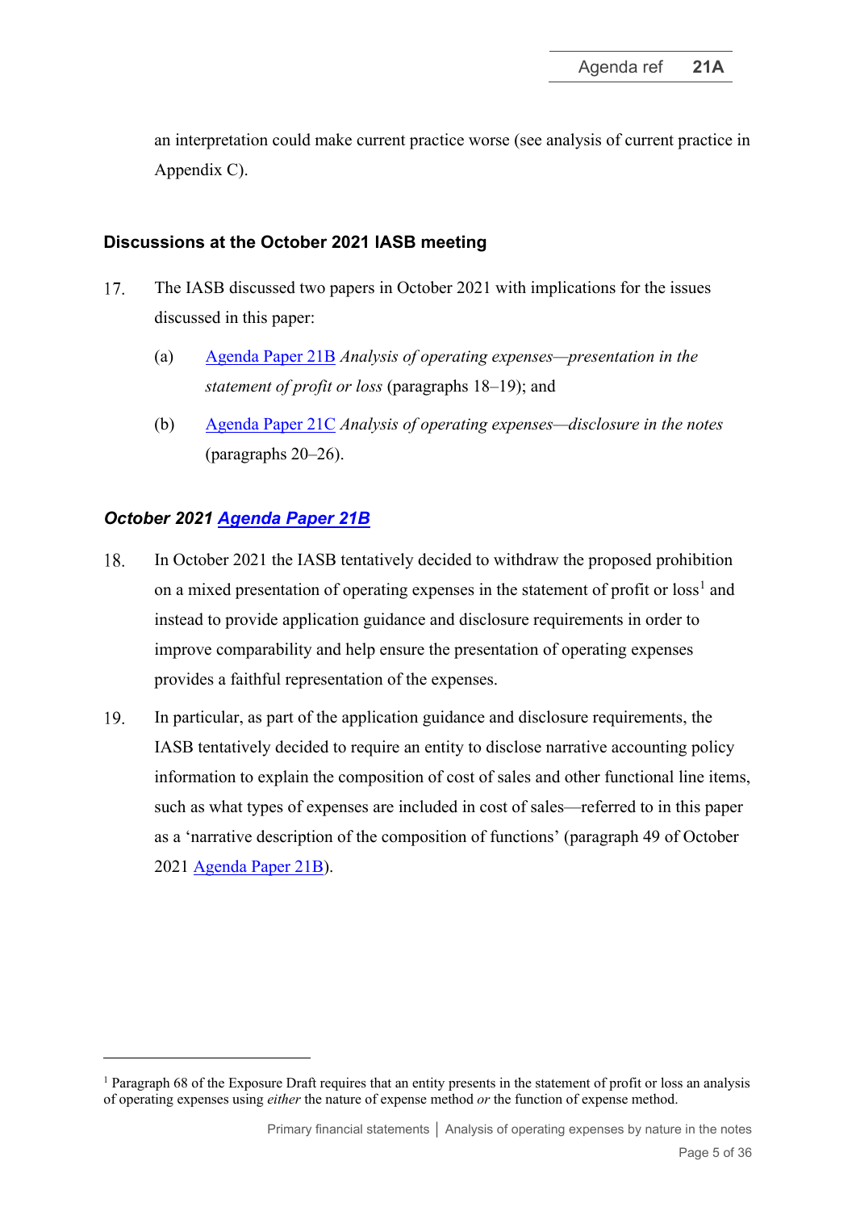an interpretation could make current practice worse (see analysis of current practice in Appendix C).

## Discussions at the October 2021 IASB meeting

17. The IASB discussed two papers in October 2021 with implications for the issues discussed in this paper:

    (a) Agenda Paper 21B *Analysis of operating expenses—presentation in the statement of profit or loss* (paragraphs 18–19); and

    (b) Agenda Paper 21C *Analysis of operating expenses—disclosure in the notes* (paragraphs 20–26).

### *October 2021 Agenda Paper 21B*

18. In October 2021 the IASB tentatively decided to withdraw the proposed prohibition on a mixed presentation of operating expenses in the statement of profit or loss[1] and instead to provide application guidance and disclosure requirements in order to improve comparability and help ensure the presentation of operating expenses provides a faithful representation of the expenses.

19. In particular, as part of the application guidance and disclosure requirements, the IASB tentatively decided to require an entity to disclose narrative accounting policy information to explain the composition of cost of sales and other functional line items, such as what types of expenses are included in cost of sales—referred to in this paper as a 'narrative description of the composition of functions' (paragraph 49 of October 2021 Agenda Paper 21B).

---

[1] Paragraph 68 of the Exposure Draft requires that an entity presents in the statement of profit or loss an analysis of operating expenses using *either* the nature of expense method *or* the function of expense method.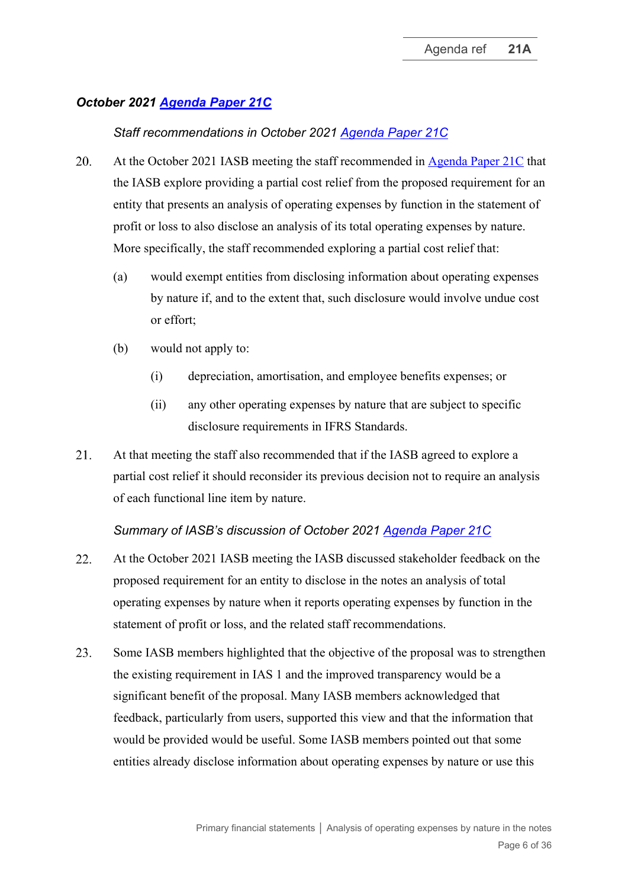### *October 2021 Agenda Paper 21C*

#### *Staff recommendations in October 2021 Agenda Paper 21C*

20. At the October 2021 IASB meeting the staff recommended in Agenda Paper 21C that the IASB explore providing a partial cost relief from the proposed requirement for an entity that presents an analysis of operating expenses by function in the statement of profit or loss to also disclose an analysis of its total operating expenses by nature. More specifically, the staff recommended exploring a partial cost relief that:
    - (a) would exempt entities from disclosing information about operating expenses by nature if, and to the extent that, such disclosure would involve undue cost or effort;
    - (b) would not apply to:
        - (i) depreciation, amortisation, and employee benefits expenses; or
        - (ii) any other operating expenses by nature that are subject to specific disclosure requirements in IFRS Standards.

21. At that meeting the staff also recommended that if the IASB agreed to explore a partial cost relief it should reconsider its previous decision not to require an analysis of each functional line item by nature.

#### *Summary of IASB's discussion of October 2021 Agenda Paper 21C*

22. At the October 2021 IASB meeting the IASB discussed stakeholder feedback on the proposed requirement for an entity to disclose in the notes an analysis of total operating expenses by nature when it reports operating expenses by function in the statement of profit or loss, and the related staff recommendations.

23. Some IASB members highlighted that the objective of the proposal was to strengthen the existing requirement in IAS 1 and the improved transparency would be a significant benefit of the proposal. Many IASB members acknowledged that feedback, particularly from users, supported this view and that the information that would be provided would be useful. Some IASB members pointed out that some entities already disclose information about operating expenses by nature or use this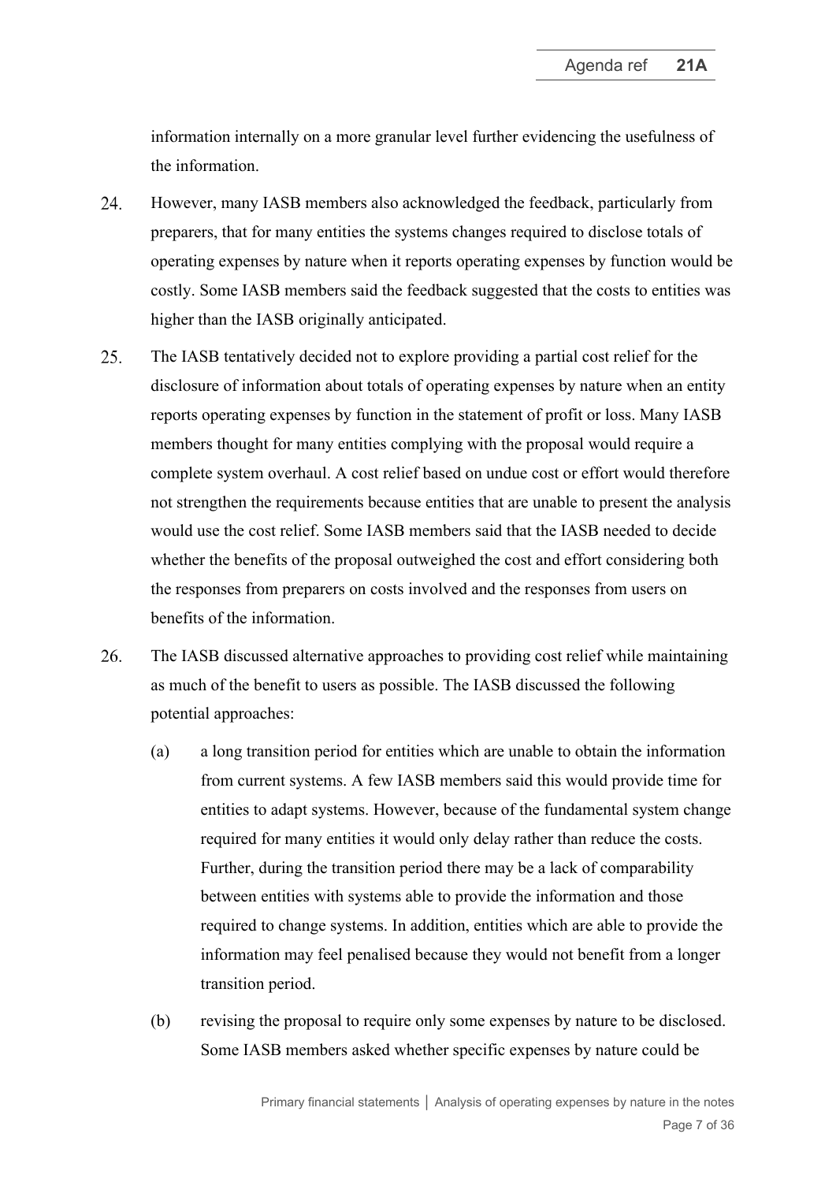information internally on a more granular level further evidencing the usefulness of the information.

24. However, many IASB members also acknowledged the feedback, particularly from preparers, that for many entities the systems changes required to disclose totals of operating expenses by nature when it reports operating expenses by function would be costly. Some IASB members said the feedback suggested that the costs to entities was higher than the IASB originally anticipated.

25. The IASB tentatively decided not to explore providing a partial cost relief for the disclosure of information about totals of operating expenses by nature when an entity reports operating expenses by function in the statement of profit or loss. Many IASB members thought for many entities complying with the proposal would require a complete system overhaul. A cost relief based on undue cost or effort would therefore not strengthen the requirements because entities that are unable to present the analysis would use the cost relief. Some IASB members said that the IASB needed to decide whether the benefits of the proposal outweighed the cost and effort considering both the responses from preparers on costs involved and the responses from users on benefits of the information.

26. The IASB discussed alternative approaches to providing cost relief while maintaining as much of the benefit to users as possible. The IASB discussed the following potential approaches:

    (a) a long transition period for entities which are unable to obtain the information from current systems. A few IASB members said this would provide time for entities to adapt systems. However, because of the fundamental system change required for many entities it would only delay rather than reduce the costs. Further, during the transition period there may be a lack of comparability between entities with systems able to provide the information and those required to change systems. In addition, entities which are able to provide the information may feel penalised because they would not benefit from a longer transition period.

    (b) revising the proposal to require only some expenses by nature to be disclosed. Some IASB members asked whether specific expenses by nature could be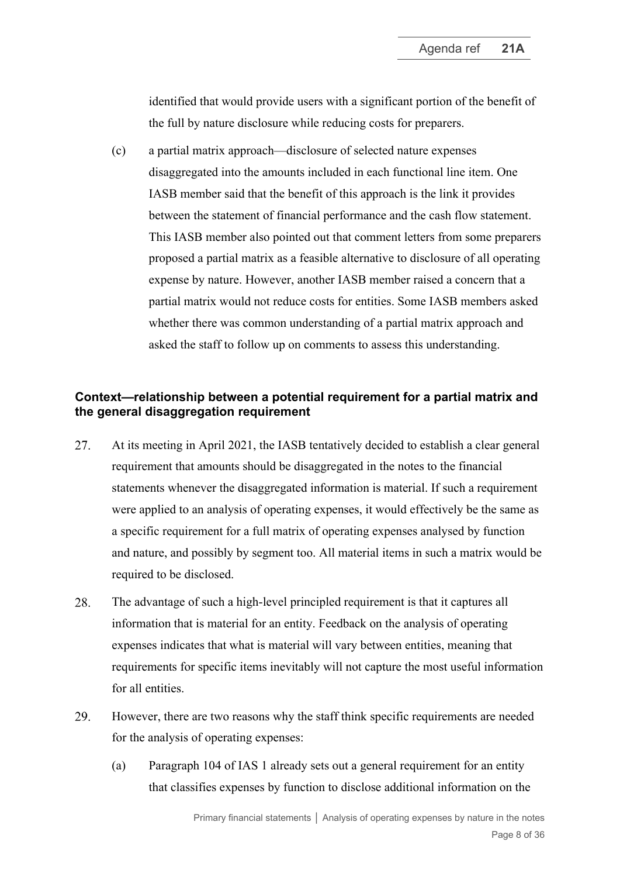identified that would provide users with a significant portion of the benefit of the full by nature disclosure while reducing costs for preparers.

(c) a partial matrix approach—disclosure of selected nature expenses disaggregated into the amounts included in each functional line item. One IASB member said that the benefit of this approach is the link it provides between the statement of financial performance and the cash flow statement. This IASB member also pointed out that comment letters from some preparers proposed a partial matrix as a feasible alternative to disclosure of all operating expense by nature. However, another IASB member raised a concern that a partial matrix would not reduce costs for entities. Some IASB members asked whether there was common understanding of a partial matrix approach and asked the staff to follow up on comments to assess this understanding.

### Context—relationship between a potential requirement for a partial matrix and the general disaggregation requirement

27. At its meeting in April 2021, the IASB tentatively decided to establish a clear general requirement that amounts should be disaggregated in the notes to the financial statements whenever the disaggregated information is material. If such a requirement were applied to an analysis of operating expenses, it would effectively be the same as a specific requirement for a full matrix of operating expenses analysed by function and nature, and possibly by segment too. All material items in such a matrix would be required to be disclosed.

28. The advantage of such a high-level principled requirement is that it captures all information that is material for an entity. Feedback on the analysis of operating expenses indicates that what is material will vary between entities, meaning that requirements for specific items inevitably will not capture the most useful information for all entities.

29. However, there are two reasons why the staff think specific requirements are needed for the analysis of operating expenses:

    (a) Paragraph 104 of IAS 1 already sets out a general requirement for an entity that classifies expenses by function to disclose additional information on the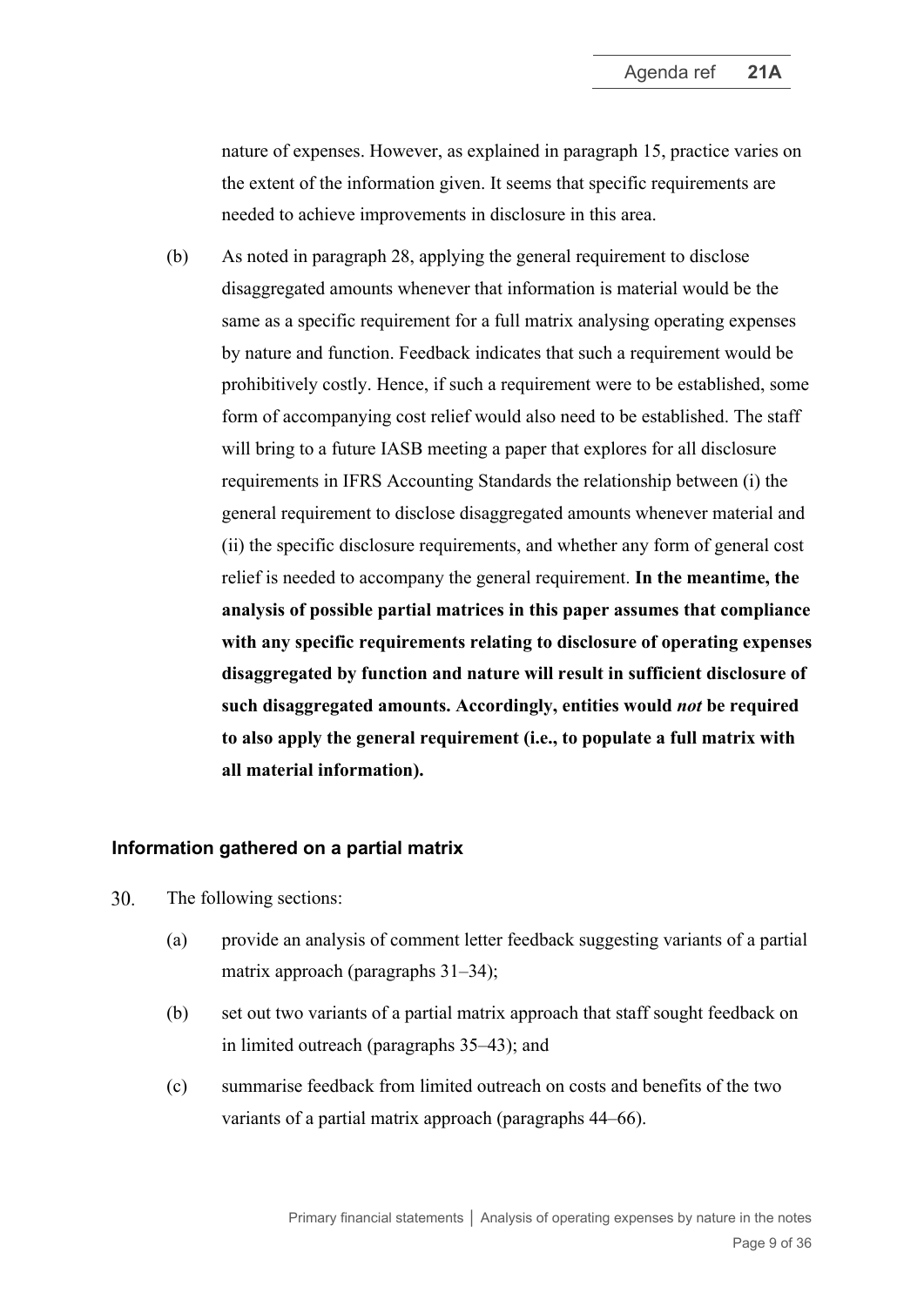nature of expenses. However, as explained in paragraph 15, practice varies on the extent of the information given. It seems that specific requirements are needed to achieve improvements in disclosure in this area.

(b) As noted in paragraph 28, applying the general requirement to disclose disaggregated amounts whenever that information is material would be the same as a specific requirement for a full matrix analysing operating expenses by nature and function. Feedback indicates that such a requirement would be prohibitively costly. Hence, if such a requirement were to be established, some form of accompanying cost relief would also need to be established. The staff will bring to a future IASB meeting a paper that explores for all disclosure requirements in IFRS Accounting Standards the relationship between (i) the general requirement to disclose disaggregated amounts whenever material and (ii) the specific disclosure requirements, and whether any form of general cost relief is needed to accompany the general requirement. **In the meantime, the analysis of possible partial matrices in this paper assumes that compliance with any specific requirements relating to disclosure of operating expenses disaggregated by function and nature will result in sufficient disclosure of such disaggregated amounts. Accordingly, entities would *not* be required to also apply the general requirement (i.e., to populate a full matrix with all material information).**

### Information gathered on a partial matrix

30. The following sections:

    (a) provide an analysis of comment letter feedback suggesting variants of a partial matrix approach (paragraphs 31–34);

    (b) set out two variants of a partial matrix approach that staff sought feedback on in limited outreach (paragraphs 35–43); and

    (c) summarise feedback from limited outreach on costs and benefits of the two variants of a partial matrix approach (paragraphs 44–66).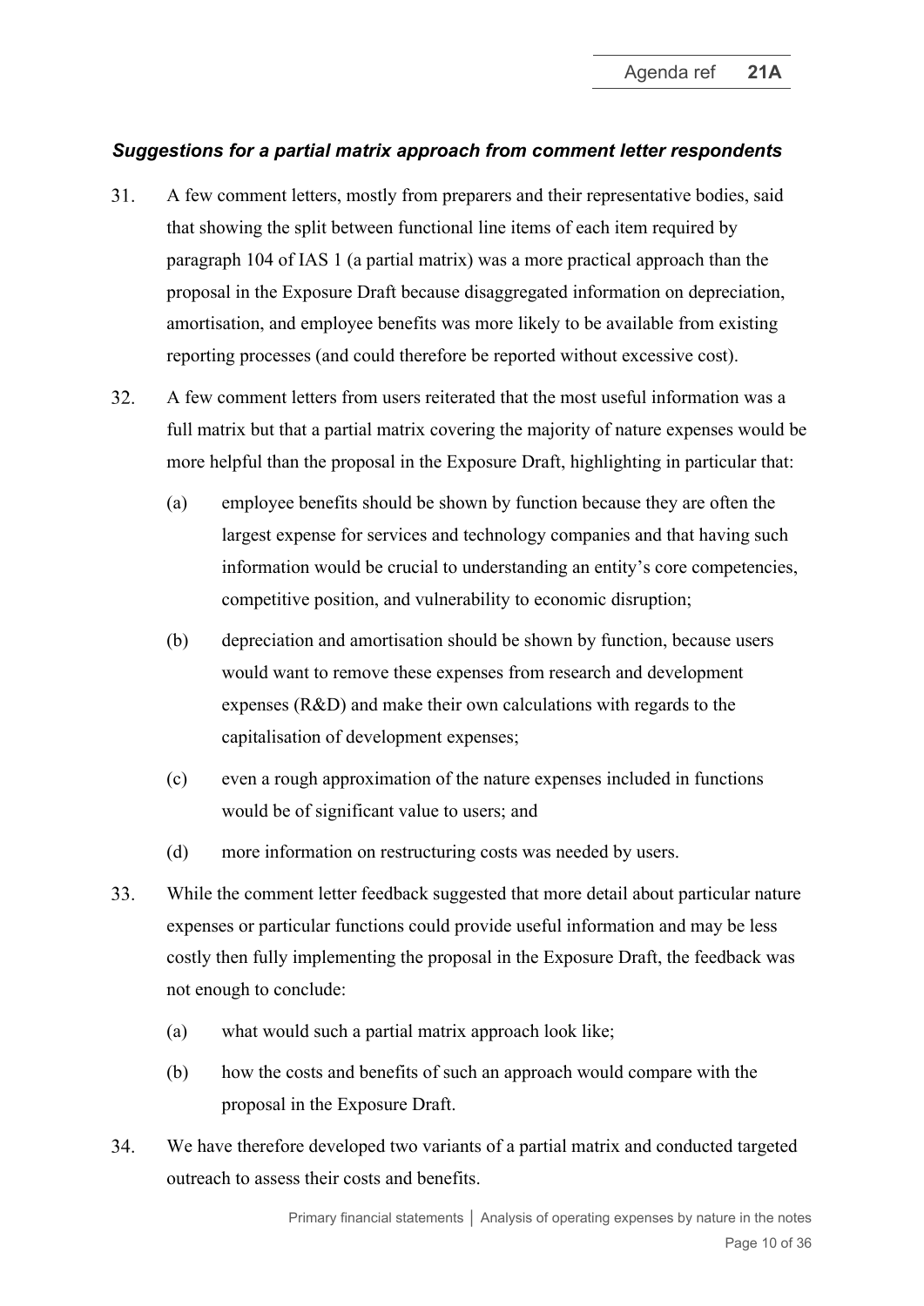### *Suggestions for a partial matrix approach from comment letter respondents*

31. A few comment letters, mostly from preparers and their representative bodies, said that showing the split between functional line items of each item required by paragraph 104 of IAS 1 (a partial matrix) was a more practical approach than the proposal in the Exposure Draft because disaggregated information on depreciation, amortisation, and employee benefits was more likely to be available from existing reporting processes (and could therefore be reported without excessive cost).

32. A few comment letters from users reiterated that the most useful information was a full matrix but that a partial matrix covering the majority of nature expenses would be more helpful than the proposal in the Exposure Draft, highlighting in particular that:

    (a) employee benefits should be shown by function because they are often the largest expense for services and technology companies and that having such information would be crucial to understanding an entity's core competencies, competitive position, and vulnerability to economic disruption;

    (b) depreciation and amortisation should be shown by function, because users would want to remove these expenses from research and development expenses (R&D) and make their own calculations with regards to the capitalisation of development expenses;

    (c) even a rough approximation of the nature expenses included in functions would be of significant value to users; and

    (d) more information on restructuring costs was needed by users.

33. While the comment letter feedback suggested that more detail about particular nature expenses or particular functions could provide useful information and may be less costly then fully implementing the proposal in the Exposure Draft, the feedback was not enough to conclude:

    (a) what would such a partial matrix approach look like;

    (b) how the costs and benefits of such an approach would compare with the proposal in the Exposure Draft.

34. We have therefore developed two variants of a partial matrix and conducted targeted outreach to assess their costs and benefits.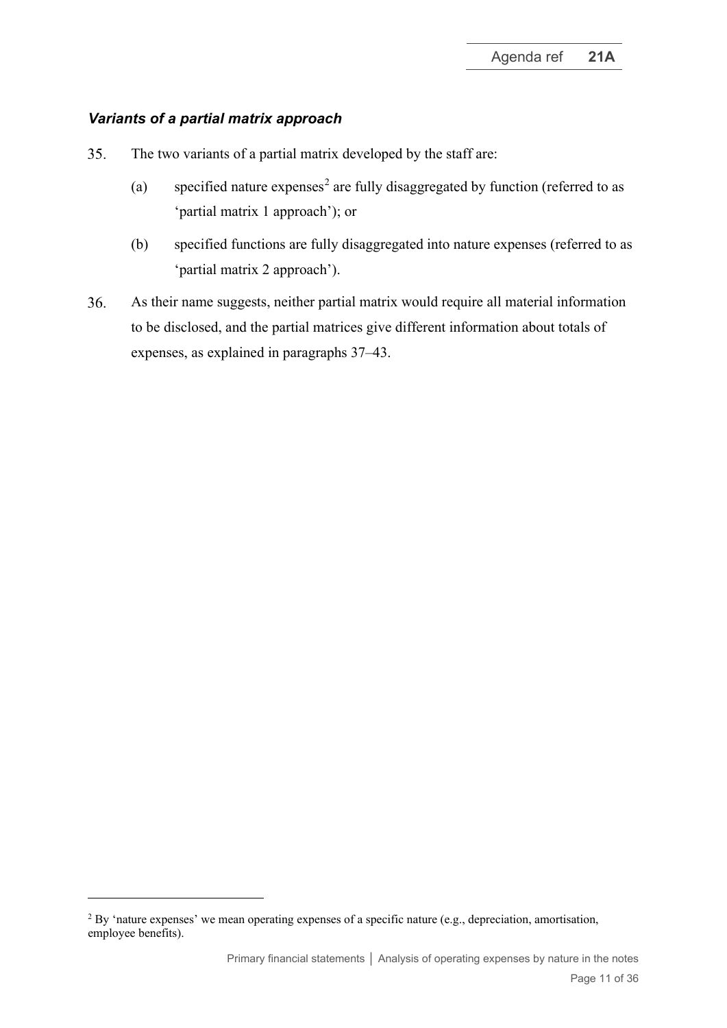### *Variants of a partial matrix approach*

35. The two variants of a partial matrix developed by the staff are:

    (a) specified nature expenses[2] are fully disaggregated by function (referred to as 'partial matrix 1 approach'); or

    (b) specified functions are fully disaggregated into nature expenses (referred to as 'partial matrix 2 approach').

36. As their name suggests, neither partial matrix would require all material information to be disclosed, and the partial matrices give different information about totals of expenses, as explained in paragraphs 37–43.

[2] By 'nature expenses' we mean operating expenses of a specific nature (e.g., depreciation, amortisation, employee benefits).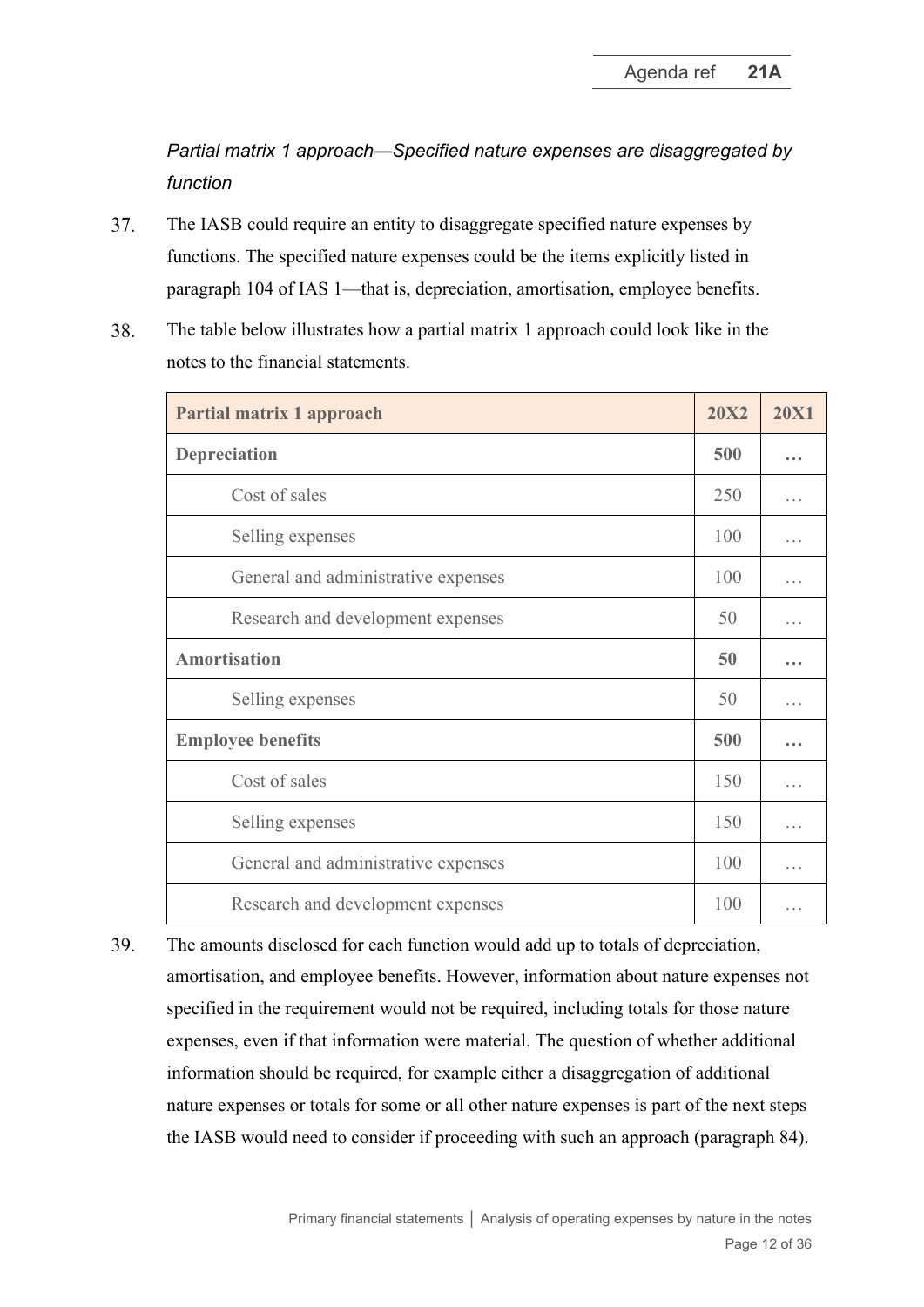*Partial matrix 1 approach—Specified nature expenses are disaggregated by function*

37. The IASB could require an entity to disaggregate specified nature expenses by functions. The specified nature expenses could be the items explicitly listed in paragraph 104 of IAS 1—that is, depreciation, amortisation, employee benefits.

38. The table below illustrates how a partial matrix 1 approach could look like in the notes to the financial statements.

| **Partial matrix 1 approach** | **20X2** | **20X1** |
|---|---|---|
| **Depreciation** | **500** | **…** |
| Cost of sales | 250 | … |
| Selling expenses | 100 | … |
| General and administrative expenses | 100 | … |
| Research and development expenses | 50 | … |
| **Amortisation** | **50** | **…** |
| Selling expenses | 50 | … |
| **Employee benefits** | **500** | **…** |
| Cost of sales | 150 | … |
| Selling expenses | 150 | … |
| General and administrative expenses | 100 | … |
| Research and development expenses | 100 | … |

39. The amounts disclosed for each function would add up to totals of depreciation, amortisation, and employee benefits. However, information about nature expenses not specified in the requirement would not be required, including totals for those nature expenses, even if that information were material. The question of whether additional information should be required, for example either a disaggregation of additional nature expenses or totals for some or all other nature expenses is part of the next steps the IASB would need to consider if proceeding with such an approach (paragraph 84).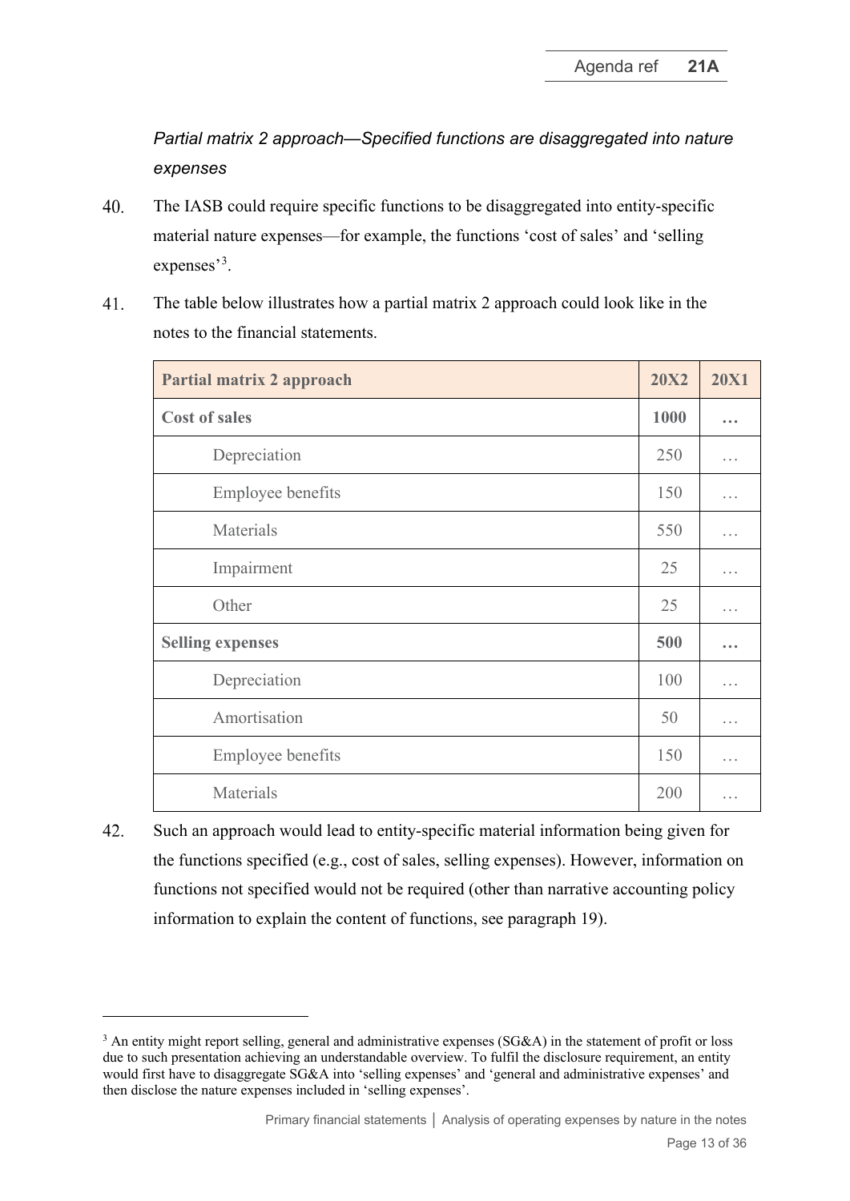*Partial matrix 2 approach—Specified functions are disaggregated into nature expenses*

40. The IASB could require specific functions to be disaggregated into entity-specific material nature expenses—for example, the functions 'cost of sales' and 'selling expenses'[3].

41. The table below illustrates how a partial matrix 2 approach could look like in the notes to the financial statements.

| **Partial matrix 2 approach** | **20X2** | **20X1** |
|---|---|---|
| **Cost of sales** | **1000** | **…** |
| Depreciation | 250 | … |
| Employee benefits | 150 | … |
| Materials | 550 | … |
| Impairment | 25 | … |
| Other | 25 | … |
| **Selling expenses** | **500** | **…** |
| Depreciation | 100 | … |
| Amortisation | 50 | … |
| Employee benefits | 150 | … |
| Materials | 200 | … |

42. Such an approach would lead to entity-specific material information being given for the functions specified (e.g., cost of sales, selling expenses). However, information on functions not specified would not be required (other than narrative accounting policy information to explain the content of functions, see paragraph 19).

[3] An entity might report selling, general and administrative expenses (SG&A) in the statement of profit or loss due to such presentation achieving an understandable overview. To fulfil the disclosure requirement, an entity would first have to disaggregate SG&A into 'selling expenses' and 'general and administrative expenses' and then disclose the nature expenses included in 'selling expenses'.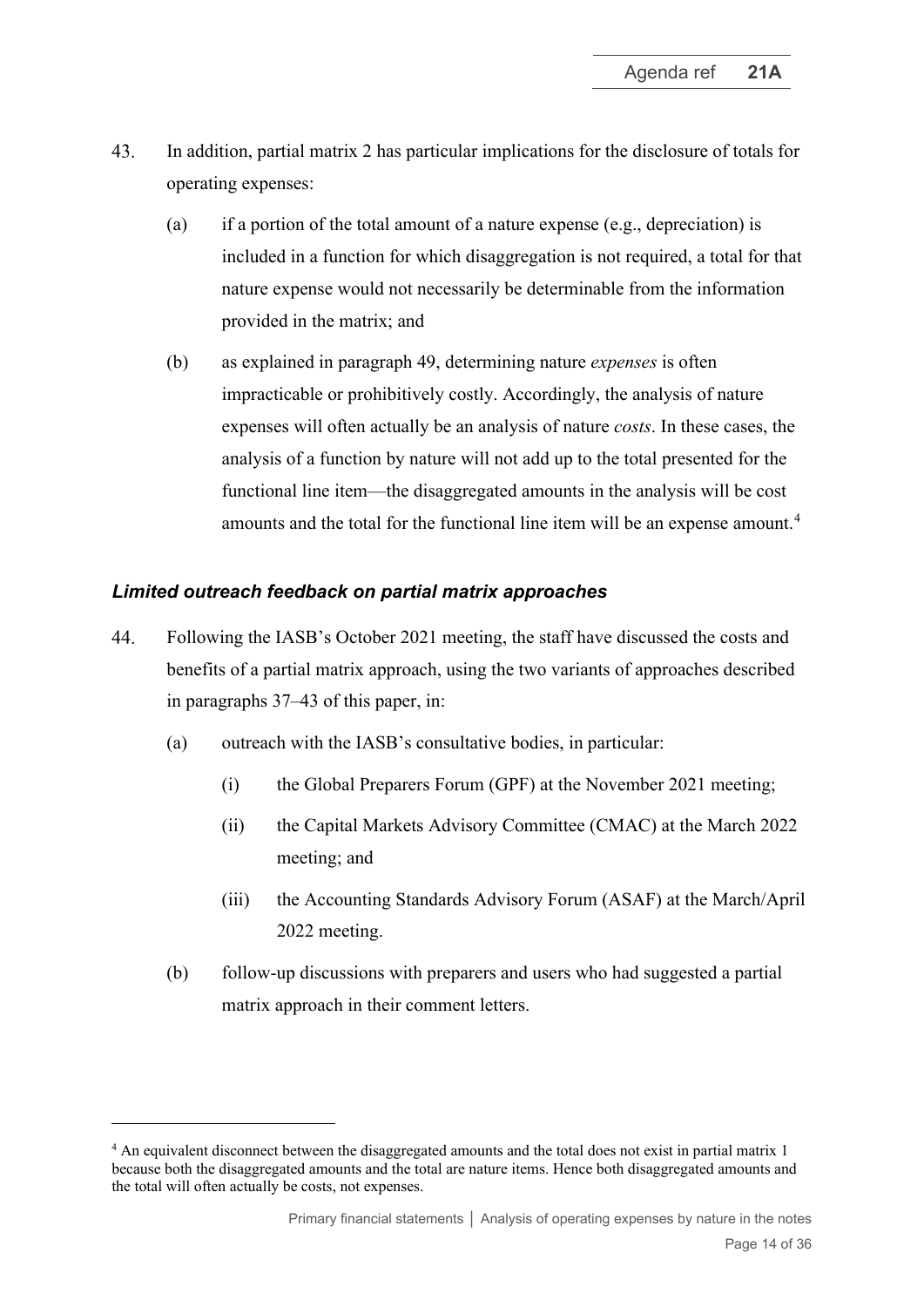43. In addition, partial matrix 2 has particular implications for the disclosure of totals for operating expenses:

    (a) if a portion of the total amount of a nature expense (e.g., depreciation) is included in a function for which disaggregation is not required, a total for that nature expense would not necessarily be determinable from the information provided in the matrix; and

    (b) as explained in paragraph 49, determining nature *expenses* is often impracticable or prohibitively costly. Accordingly, the analysis of nature expenses will often actually be an analysis of nature *costs*. In these cases, the analysis of a function by nature will not add up to the total presented for the functional line item—the disaggregated amounts in the analysis will be cost amounts and the total for the functional line item will be an expense amount.[4]

### *Limited outreach feedback on partial matrix approaches*

44. Following the IASB's October 2021 meeting, the staff have discussed the costs and benefits of a partial matrix approach, using the two variants of approaches described in paragraphs 37–43 of this paper, in:

    (a) outreach with the IASB's consultative bodies, in particular:

        (i) the Global Preparers Forum (GPF) at the November 2021 meeting;

        (ii) the Capital Markets Advisory Committee (CMAC) at the March 2022 meeting; and

        (iii) the Accounting Standards Advisory Forum (ASAF) at the March/April 2022 meeting.

    (b) follow-up discussions with preparers and users who had suggested a partial matrix approach in their comment letters.

[4] An equivalent disconnect between the disaggregated amounts and the total does not exist in partial matrix 1 because both the disaggregated amounts and the total are nature items. Hence both disaggregated amounts and the total will often actually be costs, not expenses.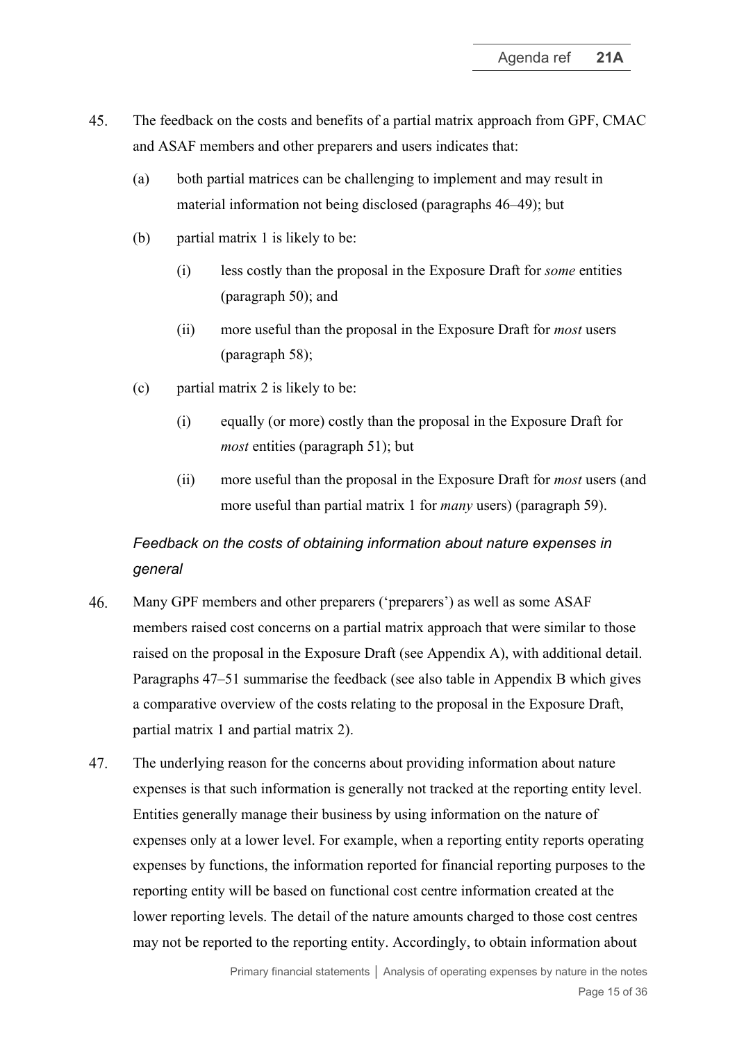45. The feedback on the costs and benefits of a partial matrix approach from GPF, CMAC and ASAF members and other preparers and users indicates that:

    (a) both partial matrices can be challenging to implement and may result in material information not being disclosed (paragraphs 46–49); but

    (b) partial matrix 1 is likely to be:

        (i) less costly than the proposal in the Exposure Draft for *some* entities (paragraph 50); and

        (ii) more useful than the proposal in the Exposure Draft for *most* users (paragraph 58);

    (c) partial matrix 2 is likely to be:

        (i) equally (or more) costly than the proposal in the Exposure Draft for *most* entities (paragraph 51); but

        (ii) more useful than the proposal in the Exposure Draft for *most* users (and more useful than partial matrix 1 for *many* users) (paragraph 59).

*Feedback on the costs of obtaining information about nature expenses in general*

46. Many GPF members and other preparers ('preparers') as well as some ASAF members raised cost concerns on a partial matrix approach that were similar to those raised on the proposal in the Exposure Draft (see Appendix A), with additional detail. Paragraphs 47–51 summarise the feedback (see also table in Appendix B which gives a comparative overview of the costs relating to the proposal in the Exposure Draft, partial matrix 1 and partial matrix 2).

47. The underlying reason for the concerns about providing information about nature expenses is that such information is generally not tracked at the reporting entity level. Entities generally manage their business by using information on the nature of expenses only at a lower level. For example, when a reporting entity reports operating expenses by functions, the information reported for financial reporting purposes to the reporting entity will be based on functional cost centre information created at the lower reporting levels. The detail of the nature amounts charged to those cost centres may not be reported to the reporting entity. Accordingly, to obtain information about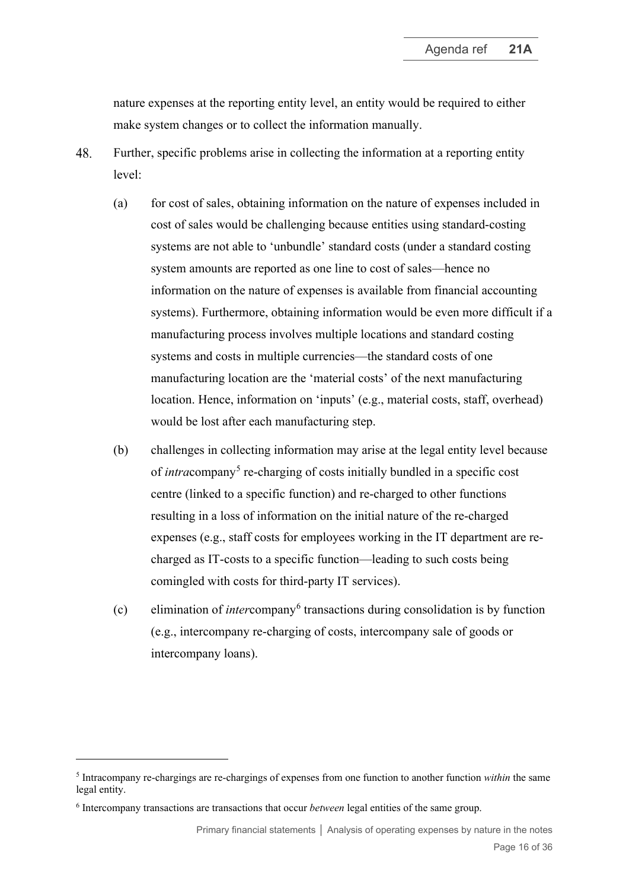nature expenses at the reporting entity level, an entity would be required to either make system changes or to collect the information manually.

48. Further, specific problems arise in collecting the information at a reporting entity level:

    (a) for cost of sales, obtaining information on the nature of expenses included in cost of sales would be challenging because entities using standard-costing systems are not able to 'unbundle' standard costs (under a standard costing system amounts are reported as one line to cost of sales—hence no information on the nature of expenses is available from financial accounting systems). Furthermore, obtaining information would be even more difficult if a manufacturing process involves multiple locations and standard costing systems and costs in multiple currencies—the standard costs of one manufacturing location are the 'material costs' of the next manufacturing location. Hence, information on 'inputs' (e.g., material costs, staff, overhead) would be lost after each manufacturing step.

    (b) challenges in collecting information may arise at the legal entity level because of *intra*company[5] re-charging of costs initially bundled in a specific cost centre (linked to a specific function) and re-charged to other functions resulting in a loss of information on the initial nature of the re-charged expenses (e.g., staff costs for employees working in the IT department are re-charged as IT-costs to a specific function—leading to such costs being comingled with costs for third-party IT services).

    (c) elimination of *inter*company[6] transactions during consolidation is by function (e.g., intercompany re-charging of costs, intercompany sale of goods or intercompany loans).

---

[5] Intracompany re-chargings are re-chargings of expenses from one function to another function *within* the same legal entity.

[6] Intercompany transactions are transactions that occur *between* legal entities of the same group.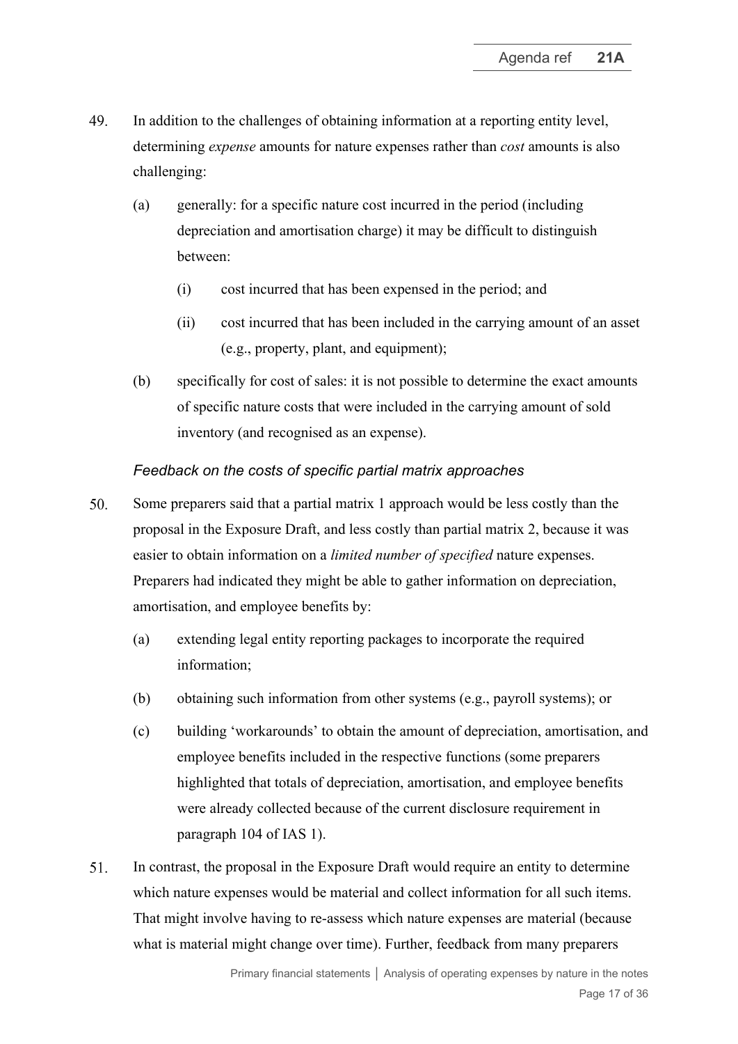49. In addition to the challenges of obtaining information at a reporting entity level, determining *expense* amounts for nature expenses rather than *cost* amounts is also challenging:

    (a) generally: for a specific nature cost incurred in the period (including depreciation and amortisation charge) it may be difficult to distinguish between:

        (i) cost incurred that has been expensed in the period; and

        (ii) cost incurred that has been included in the carrying amount of an asset (e.g., property, plant, and equipment);

    (b) specifically for cost of sales: it is not possible to determine the exact amounts of specific nature costs that were included in the carrying amount of sold inventory (and recognised as an expense).

*Feedback on the costs of specific partial matrix approaches*

50. Some preparers said that a partial matrix 1 approach would be less costly than the proposal in the Exposure Draft, and less costly than partial matrix 2, because it was easier to obtain information on a *limited number of specified* nature expenses. Preparers had indicated they might be able to gather information on depreciation, amortisation, and employee benefits by:

    (a) extending legal entity reporting packages to incorporate the required information;

    (b) obtaining such information from other systems (e.g., payroll systems); or

    (c) building 'workarounds' to obtain the amount of depreciation, amortisation, and employee benefits included in the respective functions (some preparers highlighted that totals of depreciation, amortisation, and employee benefits were already collected because of the current disclosure requirement in paragraph 104 of IAS 1).

51. In contrast, the proposal in the Exposure Draft would require an entity to determine which nature expenses would be material and collect information for all such items. That might involve having to re-assess which nature expenses are material (because what is material might change over time). Further, feedback from many preparers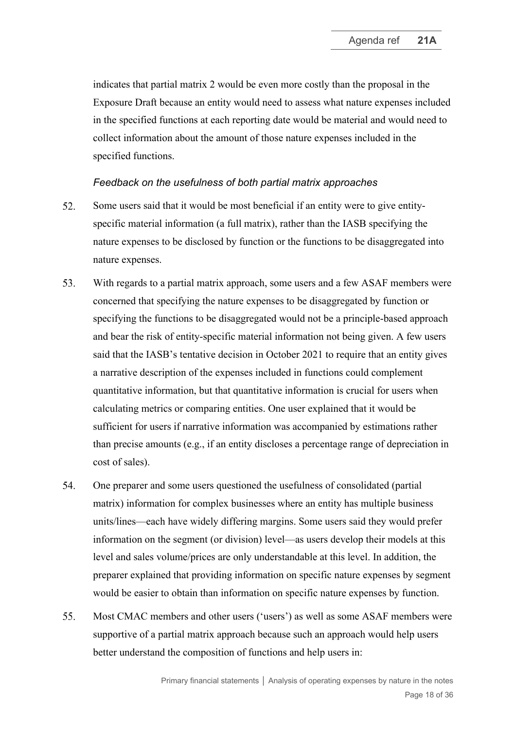indicates that partial matrix 2 would be even more costly than the proposal in the Exposure Draft because an entity would need to assess what nature expenses included in the specified functions at each reporting date would be material and would need to collect information about the amount of those nature expenses included in the specified functions.

*Feedback on the usefulness of both partial matrix approaches*

52. Some users said that it would be most beneficial if an entity were to give entity-specific material information (a full matrix), rather than the IASB specifying the nature expenses to be disclosed by function or the functions to be disaggregated into nature expenses.

53. With regards to a partial matrix approach, some users and a few ASAF members were concerned that specifying the nature expenses to be disaggregated by function or specifying the functions to be disaggregated would not be a principle-based approach and bear the risk of entity-specific material information not being given. A few users said that the IASB's tentative decision in October 2021 to require that an entity gives a narrative description of the expenses included in functions could complement quantitative information, but that quantitative information is crucial for users when calculating metrics or comparing entities. One user explained that it would be sufficient for users if narrative information was accompanied by estimations rather than precise amounts (e.g., if an entity discloses a percentage range of depreciation in cost of sales).

54. One preparer and some users questioned the usefulness of consolidated (partial matrix) information for complex businesses where an entity has multiple business units/lines—each have widely differing margins. Some users said they would prefer information on the segment (or division) level—as users develop their models at this level and sales volume/prices are only understandable at this level. In addition, the preparer explained that providing information on specific nature expenses by segment would be easier to obtain than information on specific nature expenses by function.

55. Most CMAC members and other users ('users') as well as some ASAF members were supportive of a partial matrix approach because such an approach would help users better understand the composition of functions and help users in: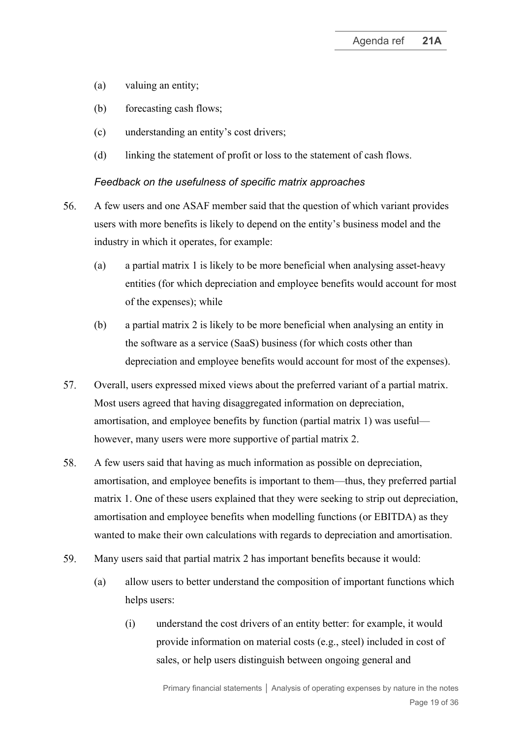(a) valuing an entity;

(b) forecasting cash flows;

(c) understanding an entity's cost drivers;

(d) linking the statement of profit or loss to the statement of cash flows.

*Feedback on the usefulness of specific matrix approaches*

56. A few users and one ASAF member said that the question of which variant provides users with more benefits is likely to depend on the entity's business model and the industry in which it operates, for example:

    (a) a partial matrix 1 is likely to be more beneficial when analysing asset-heavy entities (for which depreciation and employee benefits would account for most of the expenses); while

    (b) a partial matrix 2 is likely to be more beneficial when analysing an entity in the software as a service (SaaS) business (for which costs other than depreciation and employee benefits would account for most of the expenses).

57. Overall, users expressed mixed views about the preferred variant of a partial matrix. Most users agreed that having disaggregated information on depreciation, amortisation, and employee benefits by function (partial matrix 1) was useful—however, many users were more supportive of partial matrix 2.

58. A few users said that having as much information as possible on depreciation, amortisation, and employee benefits is important to them—thus, they preferred partial matrix 1. One of these users explained that they were seeking to strip out depreciation, amortisation and employee benefits when modelling functions (or EBITDA) as they wanted to make their own calculations with regards to depreciation and amortisation.

59. Many users said that partial matrix 2 has important benefits because it would:

    (a) allow users to better understand the composition of important functions which helps users:

        (i) understand the cost drivers of an entity better: for example, it would provide information on material costs (e.g., steel) included in cost of sales, or help users distinguish between ongoing general and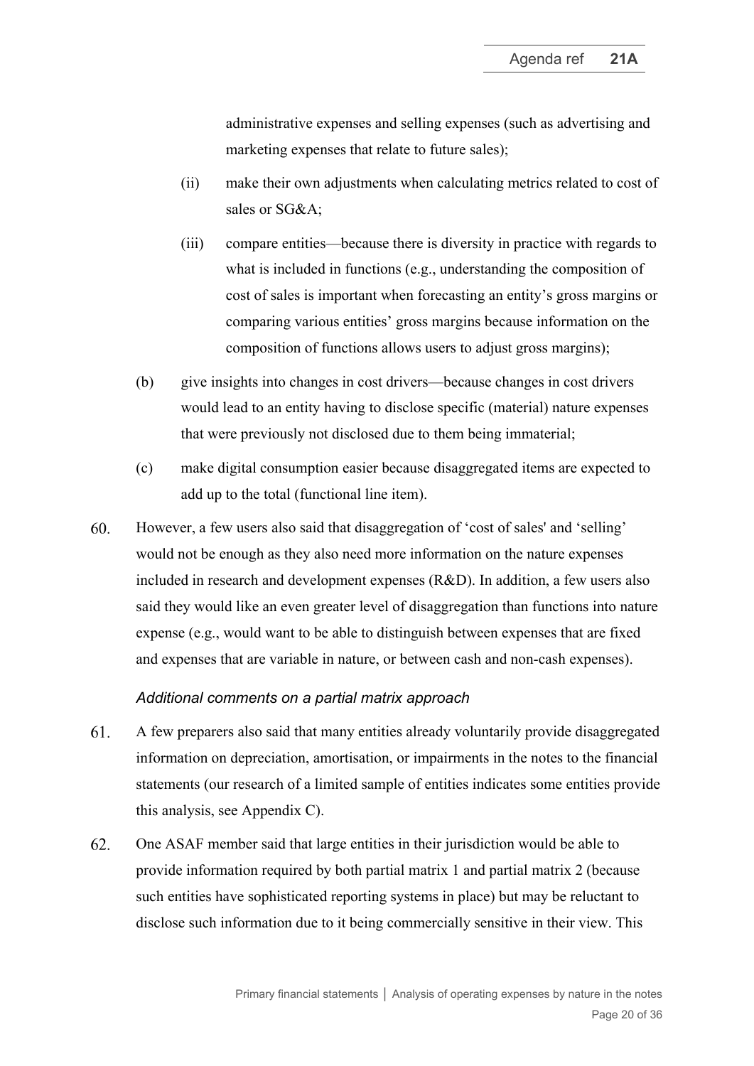administrative expenses and selling expenses (such as advertising and marketing expenses that relate to future sales);

(ii) make their own adjustments when calculating metrics related to cost of sales or SG&A;

(iii) compare entities—because there is diversity in practice with regards to what is included in functions (e.g., understanding the composition of cost of sales is important when forecasting an entity's gross margins or comparing various entities' gross margins because information on the composition of functions allows users to adjust gross margins);

(b) give insights into changes in cost drivers—because changes in cost drivers would lead to an entity having to disclose specific (material) nature expenses that were previously not disclosed due to them being immaterial;

(c) make digital consumption easier because disaggregated items are expected to add up to the total (functional line item).

60. However, a few users also said that disaggregation of 'cost of sales' and 'selling' would not be enough as they also need more information on the nature expenses included in research and development expenses (R&D). In addition, a few users also said they would like an even greater level of disaggregation than functions into nature expense (e.g., would want to be able to distinguish between expenses that are fixed and expenses that are variable in nature, or between cash and non-cash expenses).

*Additional comments on a partial matrix approach*

61. A few preparers also said that many entities already voluntarily provide disaggregated information on depreciation, amortisation, or impairments in the notes to the financial statements (our research of a limited sample of entities indicates some entities provide this analysis, see Appendix C).

62. One ASAF member said that large entities in their jurisdiction would be able to provide information required by both partial matrix 1 and partial matrix 2 (because such entities have sophisticated reporting systems in place) but may be reluctant to disclose such information due to it being commercially sensitive in their view. This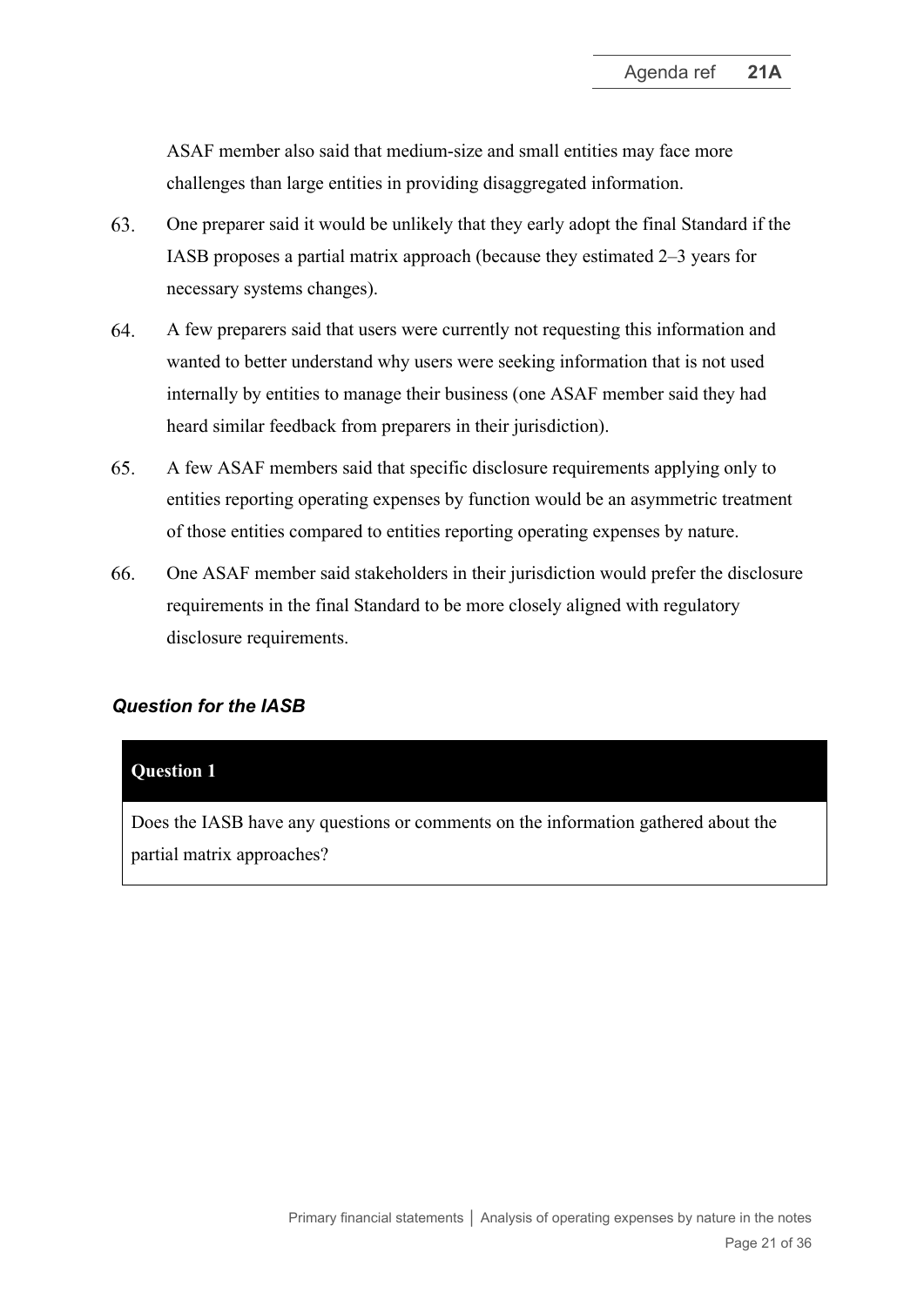ASAF member also said that medium-size and small entities may face more challenges than large entities in providing disaggregated information.

63. One preparer said it would be unlikely that they early adopt the final Standard if the IASB proposes a partial matrix approach (because they estimated 2–3 years for necessary systems changes).

64. A few preparers said that users were currently not requesting this information and wanted to better understand why users were seeking information that is not used internally by entities to manage their business (one ASAF member said they had heard similar feedback from preparers in their jurisdiction).

65. A few ASAF members said that specific disclosure requirements applying only to entities reporting operating expenses by function would be an asymmetric treatment of those entities compared to entities reporting operating expenses by nature.

66. One ASAF member said stakeholders in their jurisdiction would prefer the disclosure requirements in the final Standard to be more closely aligned with regulatory disclosure requirements.

### *Question for the IASB*

| **Question 1** |
| --- |
| Does the IASB have any questions or comments on the information gathered about the partial matrix approaches? |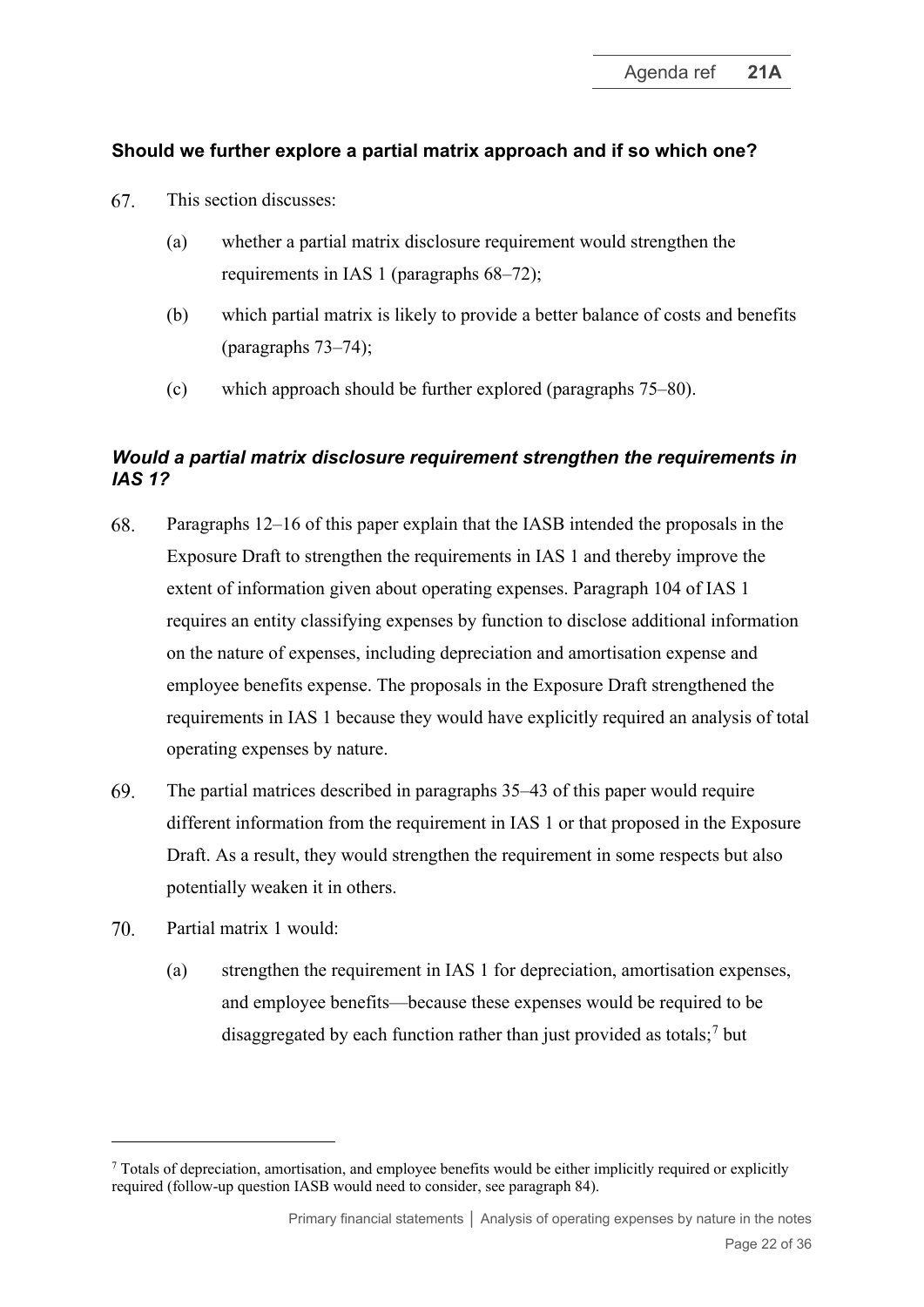## Should we further explore a partial matrix approach and if so which one?

67. This section discusses:

    (a) whether a partial matrix disclosure requirement would strengthen the requirements in IAS 1 (paragraphs 68–72);

    (b) which partial matrix is likely to provide a better balance of costs and benefits (paragraphs 73–74);

    (c) which approach should be further explored (paragraphs 75–80).

### *Would a partial matrix disclosure requirement strengthen the requirements in IAS 1?*

68. Paragraphs 12–16 of this paper explain that the IASB intended the proposals in the Exposure Draft to strengthen the requirements in IAS 1 and thereby improve the extent of information given about operating expenses. Paragraph 104 of IAS 1 requires an entity classifying expenses by function to disclose additional information on the nature of expenses, including depreciation and amortisation expense and employee benefits expense. The proposals in the Exposure Draft strengthened the requirements in IAS 1 because they would have explicitly required an analysis of total operating expenses by nature.

69. The partial matrices described in paragraphs 35–43 of this paper would require different information from the requirement in IAS 1 or that proposed in the Exposure Draft. As a result, they would strengthen the requirement in some respects but also potentially weaken it in others.

70. Partial matrix 1 would:

    (a) strengthen the requirement in IAS 1 for depreciation, amortisation expenses, and employee benefits—because these expenses would be required to be disaggregated by each function rather than just provided as totals;[7] but

---

[7] Totals of depreciation, amortisation, and employee benefits would be either implicitly required or explicitly required (follow-up question IASB would need to consider, see paragraph 84).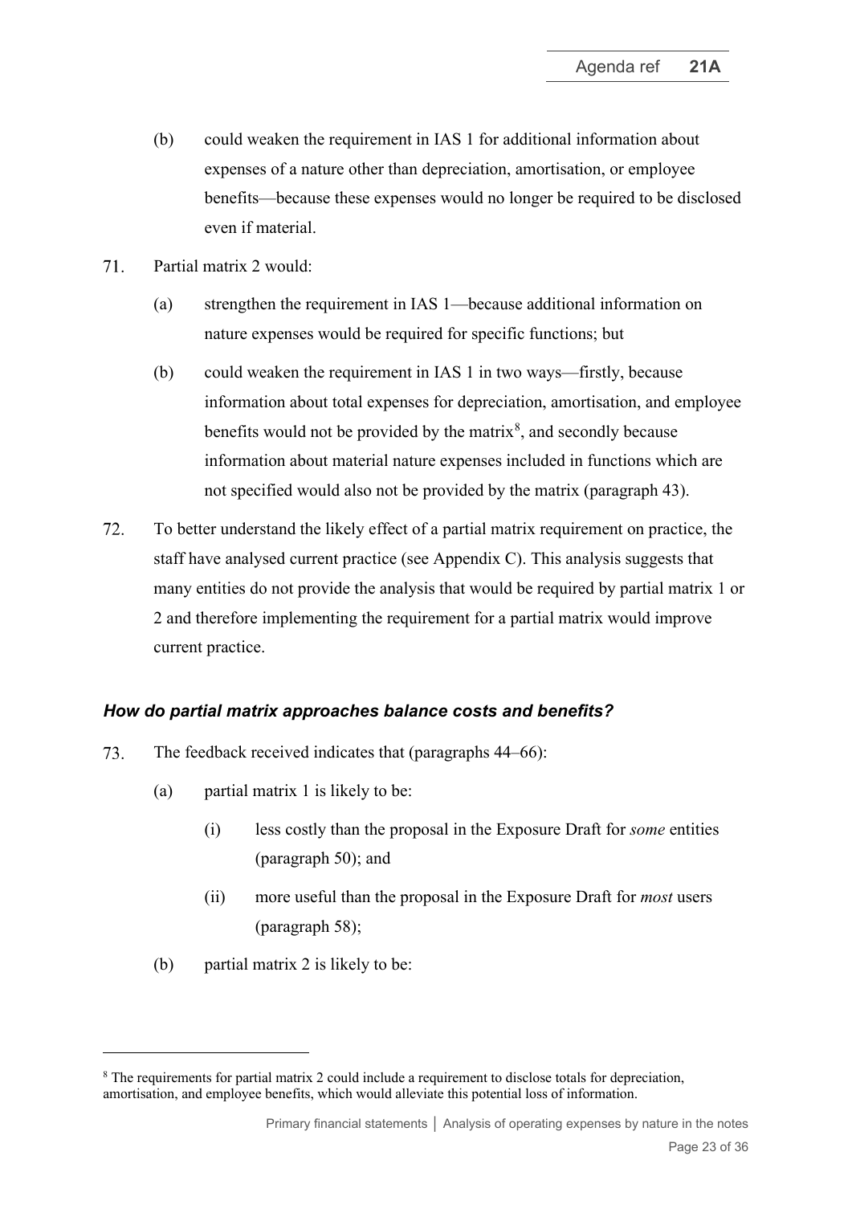(b) could weaken the requirement in IAS 1 for additional information about expenses of a nature other than depreciation, amortisation, or employee benefits—because these expenses would no longer be required to be disclosed even if material.

71. Partial matrix 2 would:

   (a) strengthen the requirement in IAS 1—because additional information on nature expenses would be required for specific functions; but

   (b) could weaken the requirement in IAS 1 in two ways—firstly, because information about total expenses for depreciation, amortisation, and employee benefits would not be provided by the matrix[8], and secondly because information about material nature expenses included in functions which are not specified would also not be provided by the matrix (paragraph 43).

72. To better understand the likely effect of a partial matrix requirement on practice, the staff have analysed current practice (see Appendix C). This analysis suggests that many entities do not provide the analysis that would be required by partial matrix 1 or 2 and therefore implementing the requirement for a partial matrix would improve current practice.

### *How do partial matrix approaches balance costs and benefits?*

73. The feedback received indicates that (paragraphs 44–66):

   (a) partial matrix 1 is likely to be:

      (i) less costly than the proposal in the Exposure Draft for *some* entities (paragraph 50); and

      (ii) more useful than the proposal in the Exposure Draft for *most* users (paragraph 58);

   (b) partial matrix 2 is likely to be:

[8] The requirements for partial matrix 2 could include a requirement to disclose totals for depreciation, amortisation, and employee benefits, which would alleviate this potential loss of information.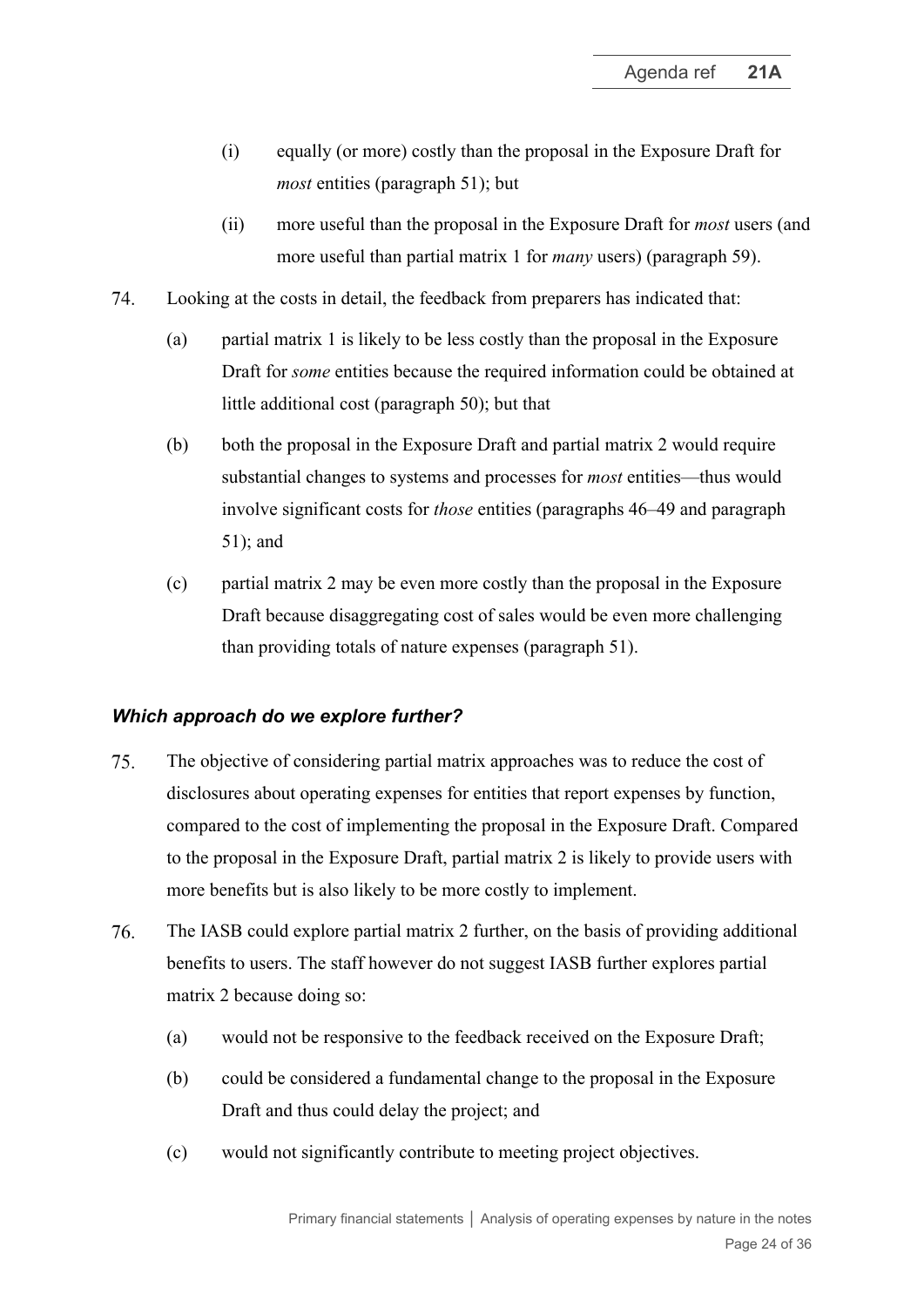(i) equally (or more) costly than the proposal in the Exposure Draft for *most* entities (paragraph 51); but

(ii) more useful than the proposal in the Exposure Draft for *most* users (and more useful than partial matrix 1 for *many* users) (paragraph 59).

74. Looking at the costs in detail, the feedback from preparers has indicated that:

(a) partial matrix 1 is likely to be less costly than the proposal in the Exposure Draft for *some* entities because the required information could be obtained at little additional cost (paragraph 50); but that

(b) both the proposal in the Exposure Draft and partial matrix 2 would require substantial changes to systems and processes for *most* entities—thus would involve significant costs for *those* entities (paragraphs 46–49 and paragraph 51); and

(c) partial matrix 2 may be even more costly than the proposal in the Exposure Draft because disaggregating cost of sales would be even more challenging than providing totals of nature expenses (paragraph 51).

### *Which approach do we explore further?*

75. The objective of considering partial matrix approaches was to reduce the cost of disclosures about operating expenses for entities that report expenses by function, compared to the cost of implementing the proposal in the Exposure Draft. Compared to the proposal in the Exposure Draft, partial matrix 2 is likely to provide users with more benefits but is also likely to be more costly to implement.

76. The IASB could explore partial matrix 2 further, on the basis of providing additional benefits to users. The staff however do not suggest IASB further explores partial matrix 2 because doing so:

(a) would not be responsive to the feedback received on the Exposure Draft;

(b) could be considered a fundamental change to the proposal in the Exposure Draft and thus could delay the project; and

(c) would not significantly contribute to meeting project objectives.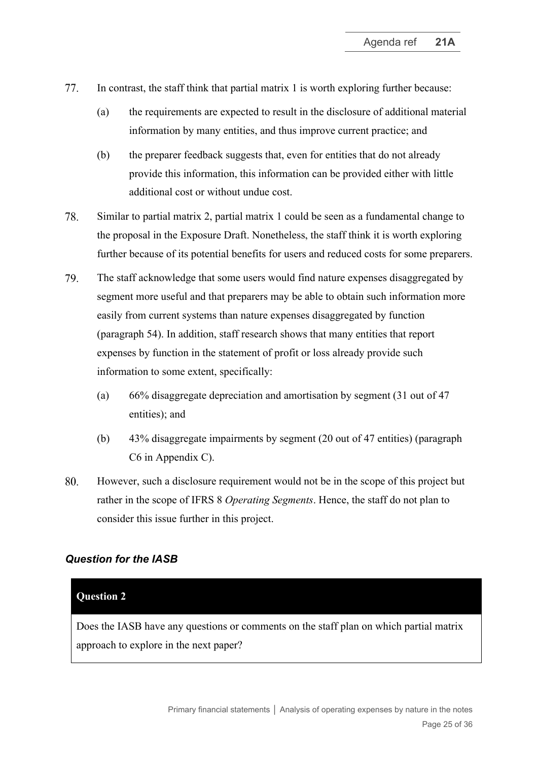77. In contrast, the staff think that partial matrix 1 is worth exploring further because:

    (a) the requirements are expected to result in the disclosure of additional material information by many entities, and thus improve current practice; and

    (b) the preparer feedback suggests that, even for entities that do not already provide this information, this information can be provided either with little additional cost or without undue cost.

78. Similar to partial matrix 2, partial matrix 1 could be seen as a fundamental change to the proposal in the Exposure Draft. Nonetheless, the staff think it is worth exploring further because of its potential benefits for users and reduced costs for some preparers.

79. The staff acknowledge that some users would find nature expenses disaggregated by segment more useful and that preparers may be able to obtain such information more easily from current systems than nature expenses disaggregated by function (paragraph 54). In addition, staff research shows that many entities that report expenses by function in the statement of profit or loss already provide such information to some extent, specifically:

    (a) 66% disaggregate depreciation and amortisation by segment (31 out of 47 entities); and

    (b) 43% disaggregate impairments by segment (20 out of 47 entities) (paragraph C6 in Appendix C).

80. However, such a disclosure requirement would not be in the scope of this project but rather in the scope of IFRS 8 *Operating Segments*. Hence, the staff do not plan to consider this issue further in this project.

### *Question for the IASB*

| **Question 2** |
| --- |
| Does the IASB have any questions or comments on the staff plan on which partial matrix approach to explore in the next paper? |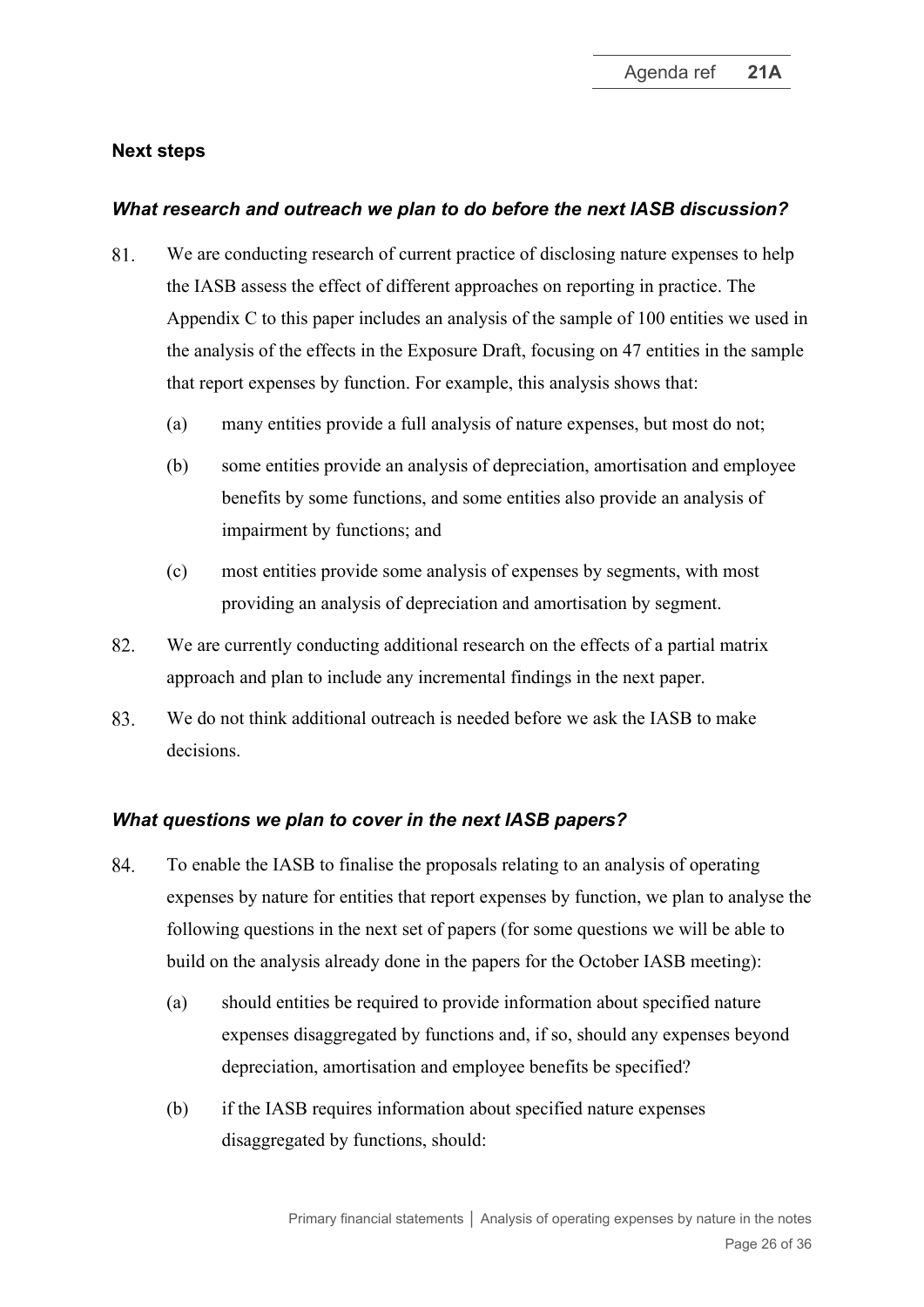## Next steps

### *What research and outreach we plan to do before the next IASB discussion?*

81. We are conducting research of current practice of disclosing nature expenses to help the IASB assess the effect of different approaches on reporting in practice. The Appendix C to this paper includes an analysis of the sample of 100 entities we used in the analysis of the effects in the Exposure Draft, focusing on 47 entities in the sample that report expenses by function. For example, this analysis shows that:
    - (a) many entities provide a full analysis of nature expenses, but most do not;
    - (b) some entities provide an analysis of depreciation, amortisation and employee benefits by some functions, and some entities also provide an analysis of impairment by functions; and
    - (c) most entities provide some analysis of expenses by segments, with most providing an analysis of depreciation and amortisation by segment.
82. We are currently conducting additional research on the effects of a partial matrix approach and plan to include any incremental findings in the next paper.
83. We do not think additional outreach is needed before we ask the IASB to make decisions.

### *What questions we plan to cover in the next IASB papers?*

84. To enable the IASB to finalise the proposals relating to an analysis of operating expenses by nature for entities that report expenses by function, we plan to analyse the following questions in the next set of papers (for some questions we will be able to build on the analysis already done in the papers for the October IASB meeting):
    - (a) should entities be required to provide information about specified nature expenses disaggregated by functions and, if so, should any expenses beyond depreciation, amortisation and employee benefits be specified?
    - (b) if the IASB requires information about specified nature expenses disaggregated by functions, should: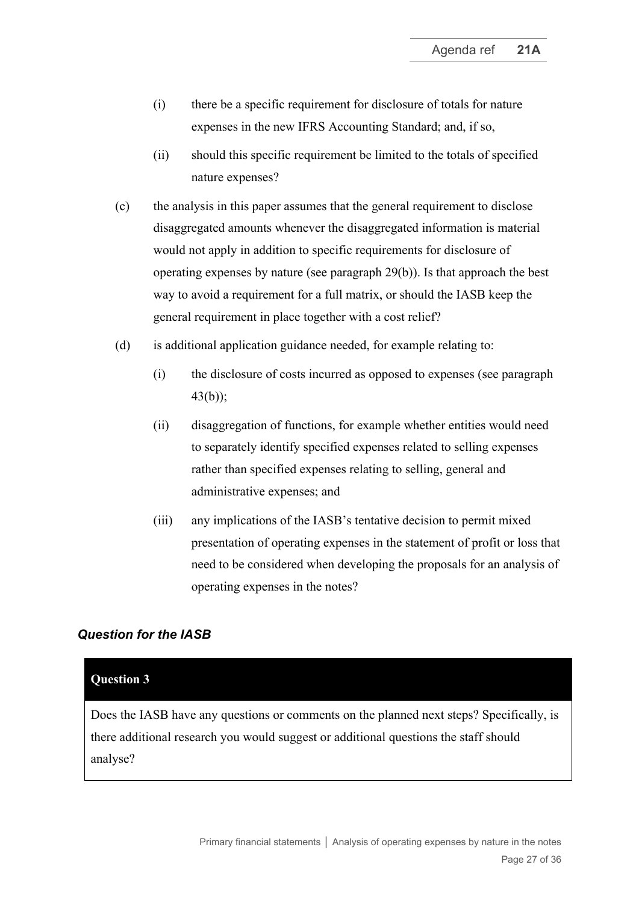(i) there be a specific requirement for disclosure of totals for nature expenses in the new IFRS Accounting Standard; and, if so,

(ii) should this specific requirement be limited to the totals of specified nature expenses?

(c) the analysis in this paper assumes that the general requirement to disclose disaggregated amounts whenever the disaggregated information is material would not apply in addition to specific requirements for disclosure of operating expenses by nature (see paragraph 29(b)). Is that approach the best way to avoid a requirement for a full matrix, or should the IASB keep the general requirement in place together with a cost relief?

(d) is additional application guidance needed, for example relating to:

(i) the disclosure of costs incurred as opposed to expenses (see paragraph 43(b));

(ii) disaggregation of functions, for example whether entities would need to separately identify specified expenses related to selling expenses rather than specified expenses relating to selling, general and administrative expenses; and

(iii) any implications of the IASB's tentative decision to permit mixed presentation of operating expenses in the statement of profit or loss that need to be considered when developing the proposals for an analysis of operating expenses in the notes?

### *Question for the IASB*

**Question 3**

Does the IASB have any questions or comments on the planned next steps? Specifically, is there additional research you would suggest or additional questions the staff should analyse?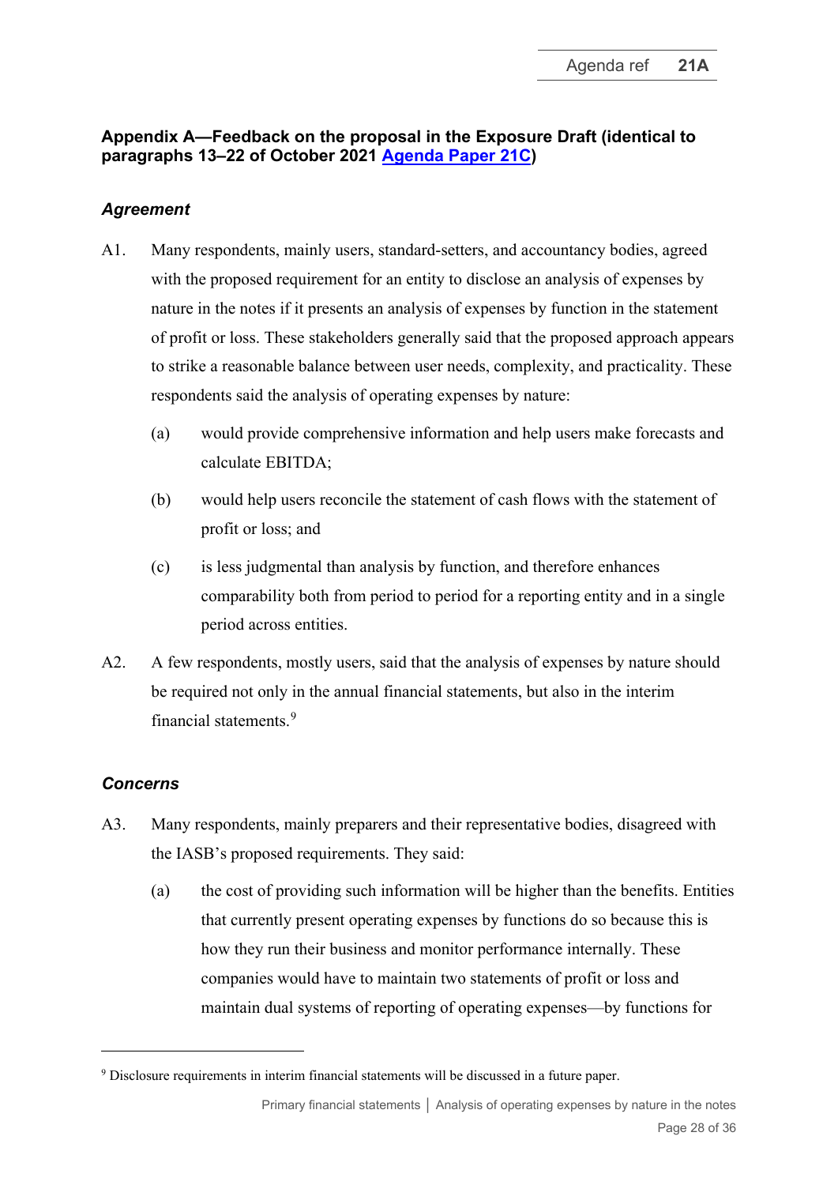### Appendix A—Feedback on the proposal in the Exposure Draft (identical to paragraphs 13–22 of October 2021 Agenda Paper 21C)

#### *Agreement*

A1. Many respondents, mainly users, standard-setters, and accountancy bodies, agreed with the proposed requirement for an entity to disclose an analysis of expenses by nature in the notes if it presents an analysis of expenses by function in the statement of profit or loss. These stakeholders generally said that the proposed approach appears to strike a reasonable balance between user needs, complexity, and practicality. These respondents said the analysis of operating expenses by nature:

(a) would provide comprehensive information and help users make forecasts and calculate EBITDA;

(b) would help users reconcile the statement of cash flows with the statement of profit or loss; and

(c) is less judgmental than analysis by function, and therefore enhances comparability both from period to period for a reporting entity and in a single period across entities.

A2. A few respondents, mostly users, said that the analysis of expenses by nature should be required not only in the annual financial statements, but also in the interim financial statements.[9]

#### *Concerns*

A3. Many respondents, mainly preparers and their representative bodies, disagreed with the IASB's proposed requirements. They said:

(a) the cost of providing such information will be higher than the benefits. Entities that currently present operating expenses by functions do so because this is how they run their business and monitor performance internally. These companies would have to maintain two statements of profit or loss and maintain dual systems of reporting of operating expenses—by functions for

[9] Disclosure requirements in interim financial statements will be discussed in a future paper.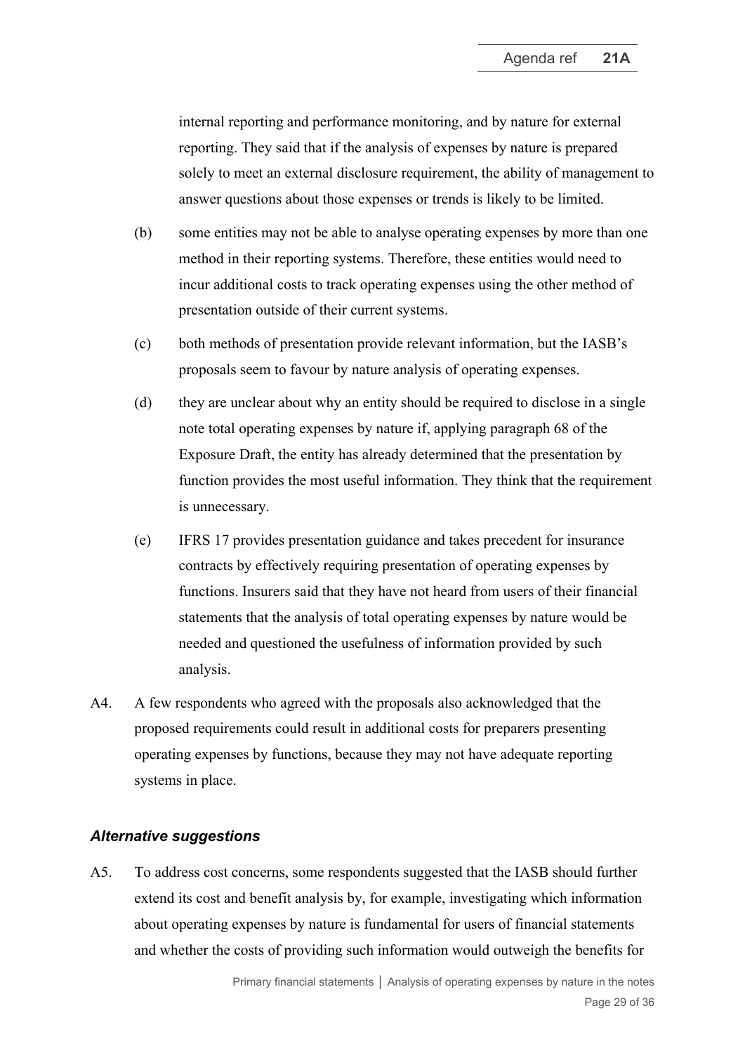internal reporting and performance monitoring, and by nature for external reporting. They said that if the analysis of expenses by nature is prepared solely to meet an external disclosure requirement, the ability of management to answer questions about those expenses or trends is likely to be limited.

(b) some entities may not be able to analyse operating expenses by more than one method in their reporting systems. Therefore, these entities would need to incur additional costs to track operating expenses using the other method of presentation outside of their current systems.

(c) both methods of presentation provide relevant information, but the IASB's proposals seem to favour by nature analysis of operating expenses.

(d) they are unclear about why an entity should be required to disclose in a single note total operating expenses by nature if, applying paragraph 68 of the Exposure Draft, the entity has already determined that the presentation by function provides the most useful information. They think that the requirement is unnecessary.

(e) IFRS 17 provides presentation guidance and takes precedent for insurance contracts by effectively requiring presentation of operating expenses by functions. Insurers said that they have not heard from users of their financial statements that the analysis of total operating expenses by nature would be needed and questioned the usefulness of information provided by such analysis.

A4. A few respondents who agreed with the proposals also acknowledged that the proposed requirements could result in additional costs for preparers presenting operating expenses by functions, because they may not have adequate reporting systems in place.

### *Alternative suggestions*

A5. To address cost concerns, some respondents suggested that the IASB should further extend its cost and benefit analysis by, for example, investigating which information about operating expenses by nature is fundamental for users of financial statements and whether the costs of providing such information would outweigh the benefits for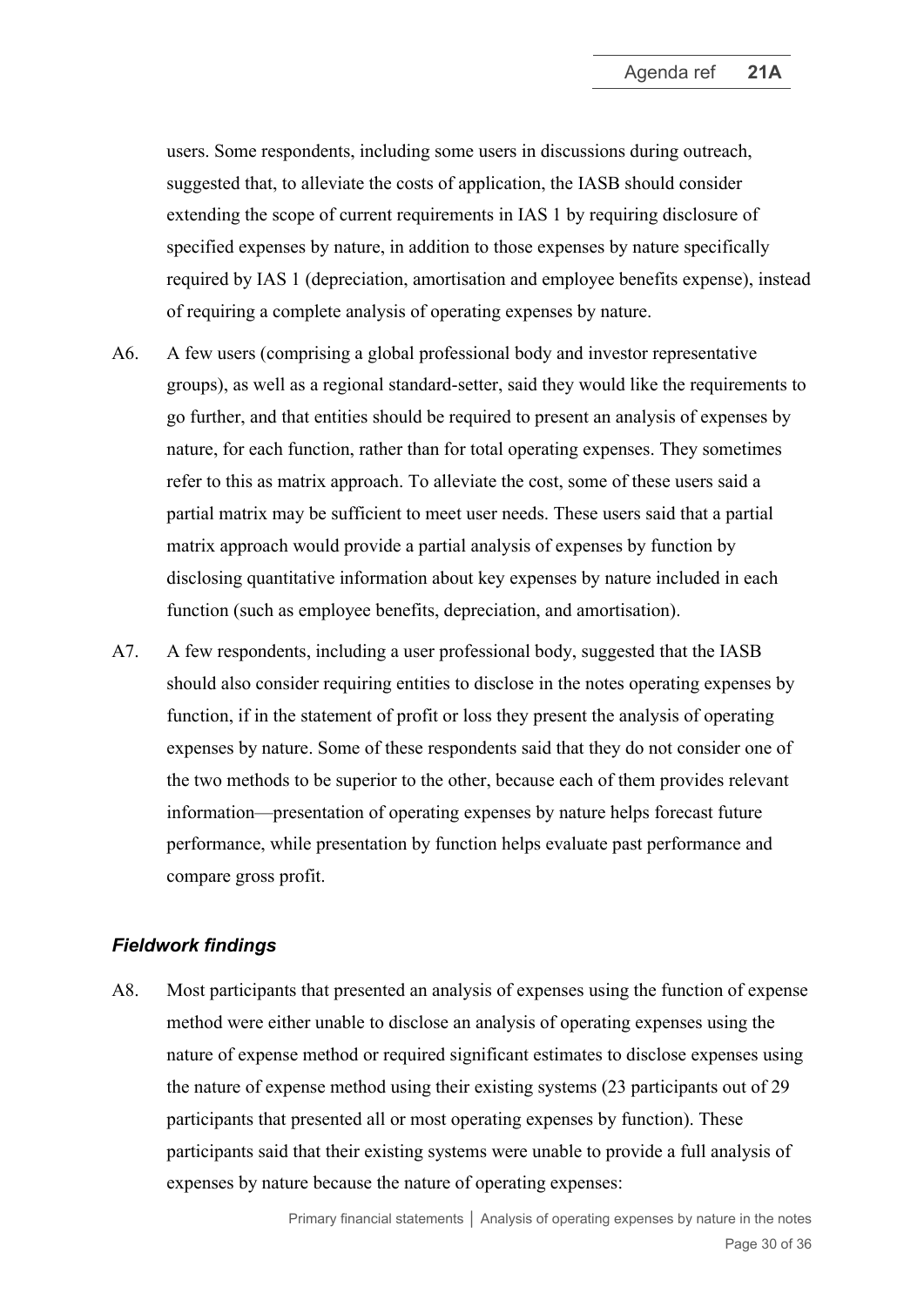users. Some respondents, including some users in discussions during outreach, suggested that, to alleviate the costs of application, the IASB should consider extending the scope of current requirements in IAS 1 by requiring disclosure of specified expenses by nature, in addition to those expenses by nature specifically required by IAS 1 (depreciation, amortisation and employee benefits expense), instead of requiring a complete analysis of operating expenses by nature.

A6. A few users (comprising a global professional body and investor representative groups), as well as a regional standard-setter, said they would like the requirements to go further, and that entities should be required to present an analysis of expenses by nature, for each function, rather than for total operating expenses. They sometimes refer to this as matrix approach. To alleviate the cost, some of these users said a partial matrix may be sufficient to meet user needs. These users said that a partial matrix approach would provide a partial analysis of expenses by function by disclosing quantitative information about key expenses by nature included in each function (such as employee benefits, depreciation, and amortisation).

A7. A few respondents, including a user professional body, suggested that the IASB should also consider requiring entities to disclose in the notes operating expenses by function, if in the statement of profit or loss they present the analysis of operating expenses by nature. Some of these respondents said that they do not consider one of the two methods to be superior to the other, because each of them provides relevant information—presentation of operating expenses by nature helps forecast future performance, while presentation by function helps evaluate past performance and compare gross profit.

### *Fieldwork findings*

A8. Most participants that presented an analysis of expenses using the function of expense method were either unable to disclose an analysis of operating expenses using the nature of expense method or required significant estimates to disclose expenses using the nature of expense method using their existing systems (23 participants out of 29 participants that presented all or most operating expenses by function). These participants said that their existing systems were unable to provide a full analysis of expenses by nature because the nature of operating expenses: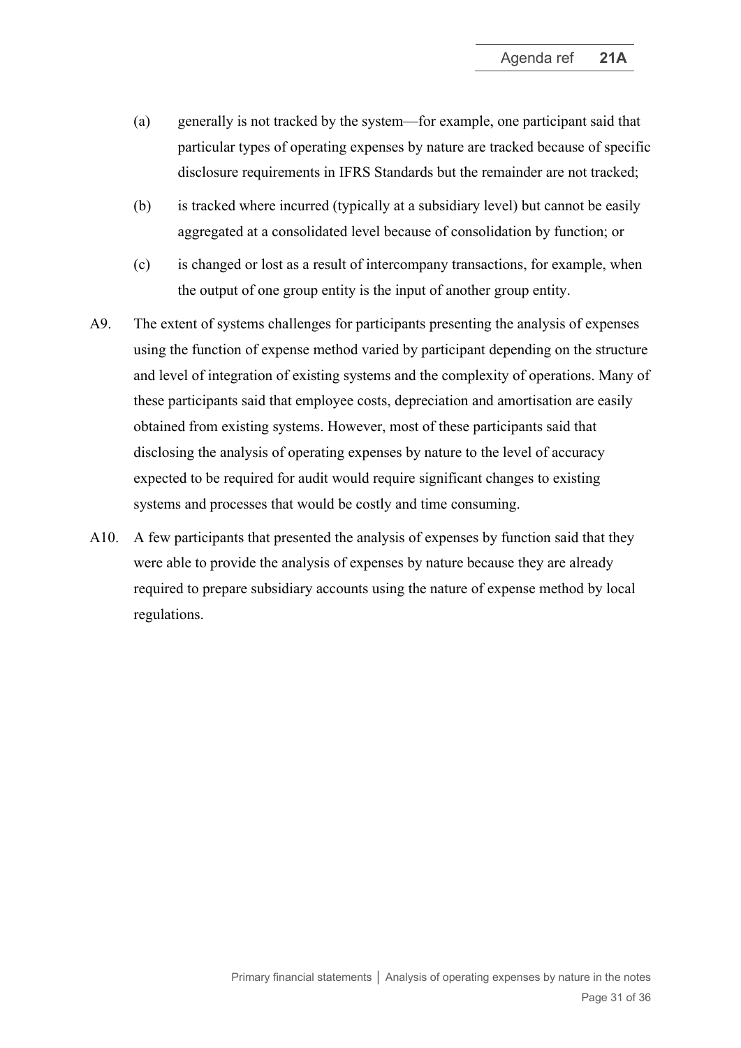(a) generally is not tracked by the system—for example, one participant said that particular types of operating expenses by nature are tracked because of specific disclosure requirements in IFRS Standards but the remainder are not tracked;

(b) is tracked where incurred (typically at a subsidiary level) but cannot be easily aggregated at a consolidated level because of consolidation by function; or

(c) is changed or lost as a result of intercompany transactions, for example, when the output of one group entity is the input of another group entity.

A9. The extent of systems challenges for participants presenting the analysis of expenses using the function of expense method varied by participant depending on the structure and level of integration of existing systems and the complexity of operations. Many of these participants said that employee costs, depreciation and amortisation are easily obtained from existing systems. However, most of these participants said that disclosing the analysis of operating expenses by nature to the level of accuracy expected to be required for audit would require significant changes to existing systems and processes that would be costly and time consuming.

A10. A few participants that presented the analysis of expenses by function said that they were able to provide the analysis of expenses by nature because they are already required to prepare subsidiary accounts using the nature of expense method by local regulations.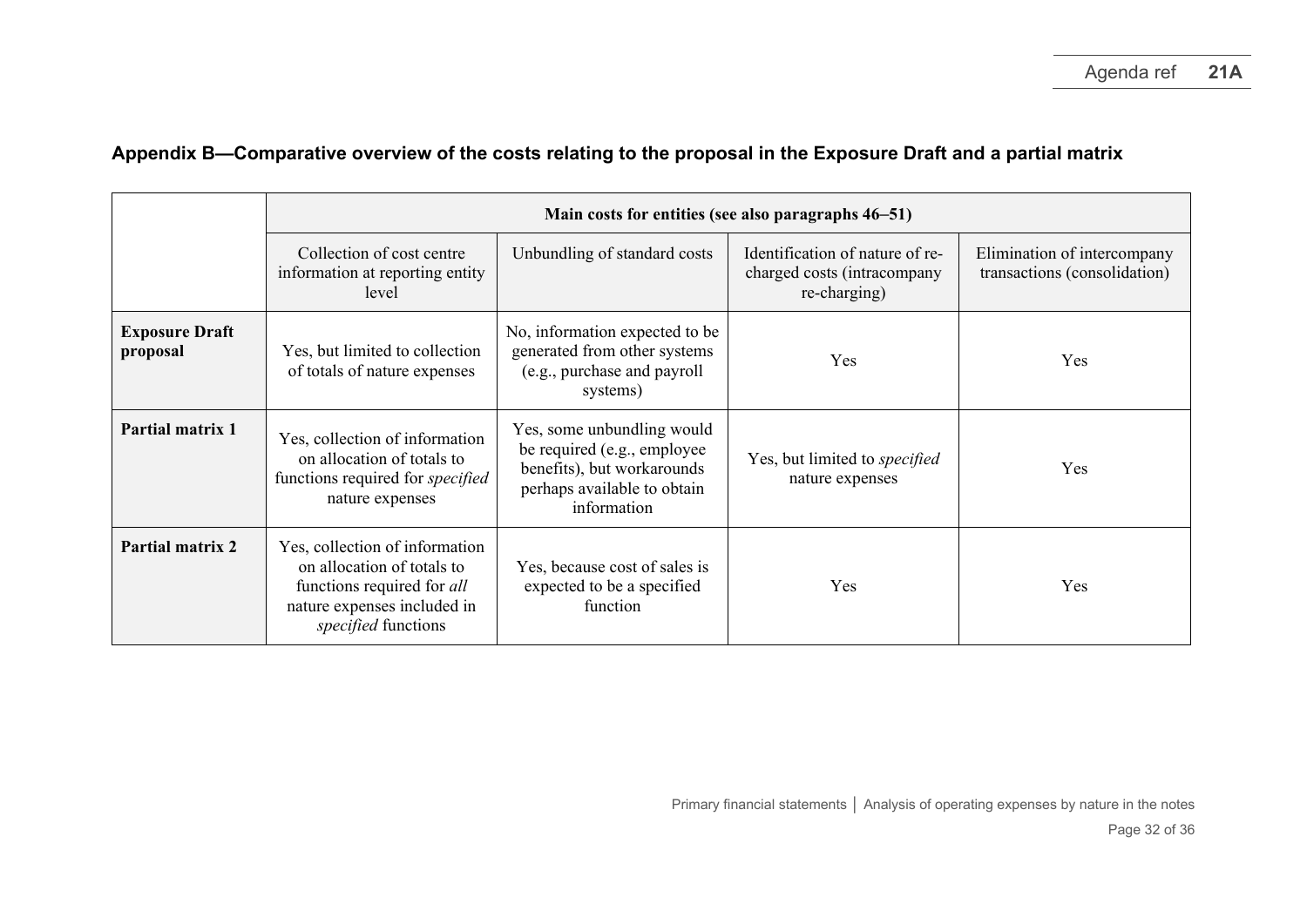## Appendix B—Comparative overview of the costs relating to the proposal in the Exposure Draft and a partial matrix

| | **Main costs for entities (see also paragraphs 46–51)** | | | |
|---|---|---|---|---|
| | Collection of cost centre information at reporting entity level | Unbundling of standard costs | Identification of nature of re-charged costs (intracompany re-charging) | Elimination of intercompany transactions (consolidation) |
| **Exposure Draft proposal** | Yes, but limited to collection of totals of nature expenses | No, information expected to be generated from other systems (e.g., purchase and payroll systems) | Yes | Yes |
| **Partial matrix 1** | Yes, collection of information on allocation of totals to functions required for *specified* nature expenses | Yes, some unbundling would be required (e.g., employee benefits), but workarounds perhaps available to obtain information | Yes, but limited to *specified* nature expenses | Yes |
| **Partial matrix 2** | Yes, collection of information on allocation of totals to functions required for *all* nature expenses included in *specified* functions | Yes, because cost of sales is expected to be a specified function | Yes | Yes |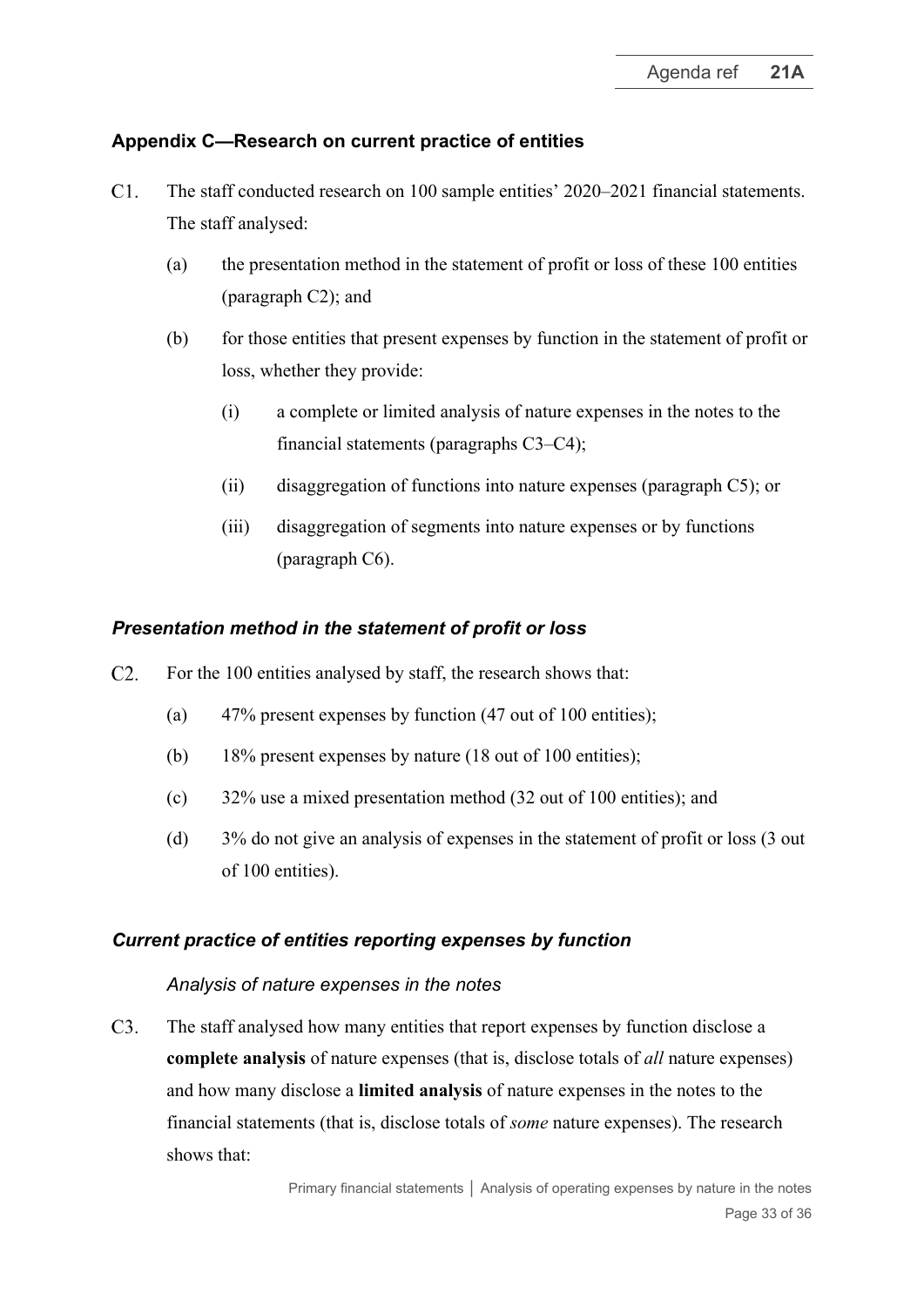## Appendix C—Research on current practice of entities

C1. The staff conducted research on 100 sample entities' 2020–2021 financial statements. The staff analysed:

(a) the presentation method in the statement of profit or loss of these 100 entities (paragraph C2); and

(b) for those entities that present expenses by function in the statement of profit or loss, whether they provide:

(i) a complete or limited analysis of nature expenses in the notes to the financial statements (paragraphs C3–C4);

(ii) disaggregation of functions into nature expenses (paragraph C5); or

(iii) disaggregation of segments into nature expenses or by functions (paragraph C6).

### *Presentation method in the statement of profit or loss*

C2. For the 100 entities analysed by staff, the research shows that:

(a) 47% present expenses by function (47 out of 100 entities);

(b) 18% present expenses by nature (18 out of 100 entities);

(c) 32% use a mixed presentation method (32 out of 100 entities); and

(d) 3% do not give an analysis of expenses in the statement of profit or loss (3 out of 100 entities).

### *Current practice of entities reporting expenses by function*

#### *Analysis of nature expenses in the notes*

C3. The staff analysed how many entities that report expenses by function disclose a **complete analysis** of nature expenses (that is, disclose totals of *all* nature expenses) and how many disclose a **limited analysis** of nature expenses in the notes to the financial statements (that is, disclose totals of *some* nature expenses). The research shows that: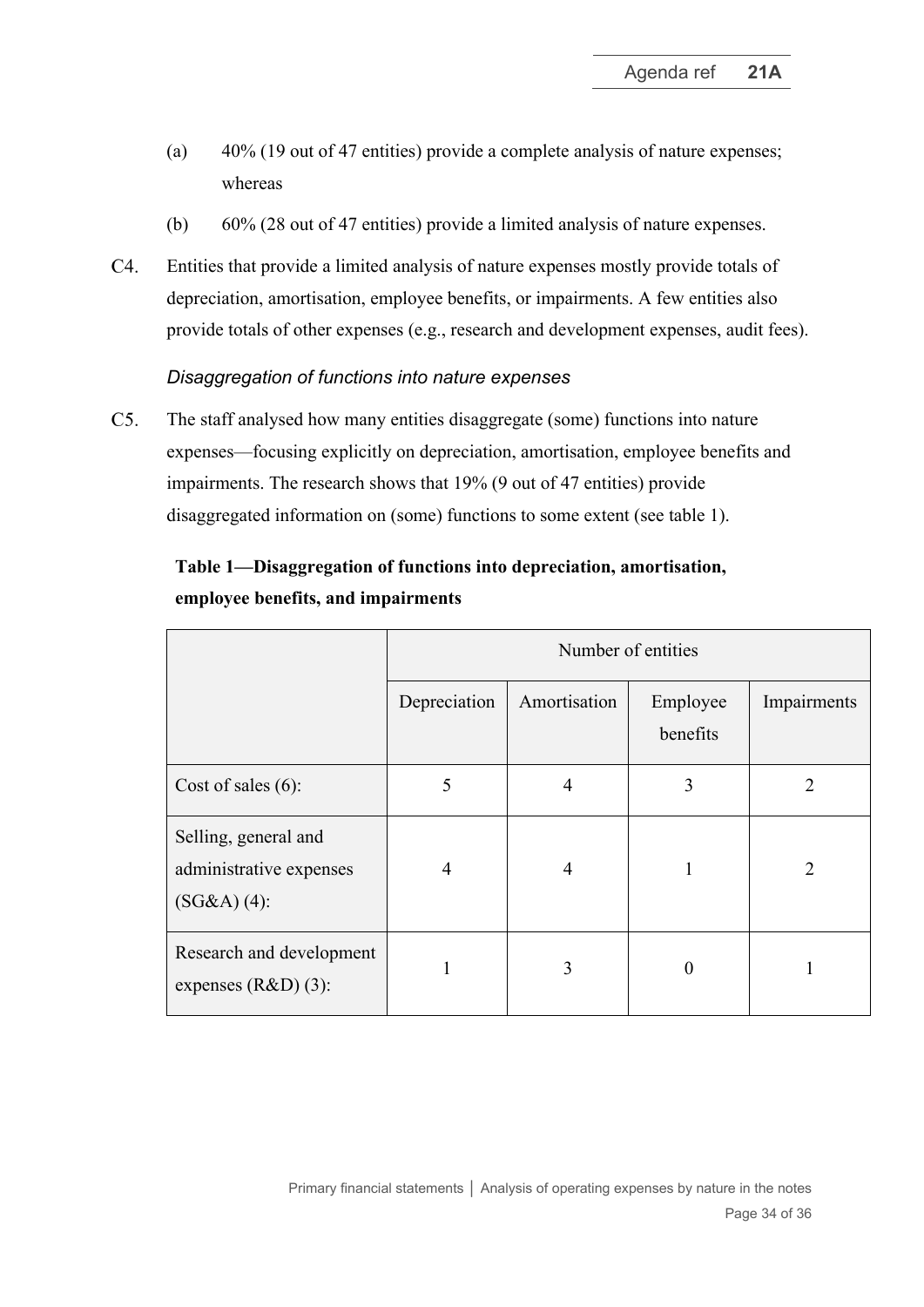(a) 40% (19 out of 47 entities) provide a complete analysis of nature expenses; whereas

(b) 60% (28 out of 47 entities) provide a limited analysis of nature expenses.

C4. Entities that provide a limited analysis of nature expenses mostly provide totals of depreciation, amortisation, employee benefits, or impairments. A few entities also provide totals of other expenses (e.g., research and development expenses, audit fees).

*Disaggregation of functions into nature expenses*

C5. The staff analysed how many entities disaggregate (some) functions into nature expenses—focusing explicitly on depreciation, amortisation, employee benefits and impairments. The research shows that 19% (9 out of 47 entities) provide disaggregated information on (some) functions to some extent (see table 1).

**Table 1—Disaggregation of functions into depreciation, amortisation, employee benefits, and impairments**

| | Number of entities | | | |
|---|---|---|---|---|
| | Depreciation | Amortisation | Employee benefits | Impairments |
| Cost of sales (6): | 5 | 4 | 3 | 2 |
| Selling, general and administrative expenses (SG&A) (4): | 4 | 4 | 1 | 2 |
| Research and development expenses (R&D) (3): | 1 | 3 | 0 | 1 |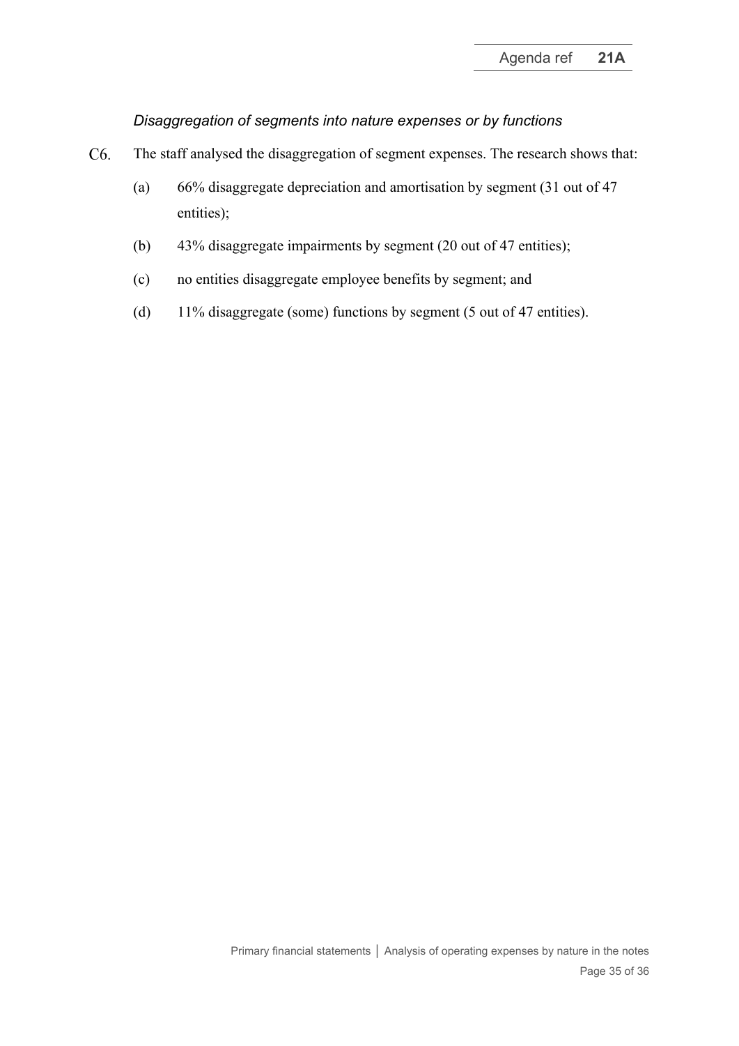*Disaggregation of segments into nature expenses or by functions*

C6. The staff analysed the disaggregation of segment expenses. The research shows that:

(a) 66% disaggregate depreciation and amortisation by segment (31 out of 47 entities);

(b) 43% disaggregate impairments by segment (20 out of 47 entities);

(c) no entities disaggregate employee benefits by segment; and

(d) 11% disaggregate (some) functions by segment (5 out of 47 entities).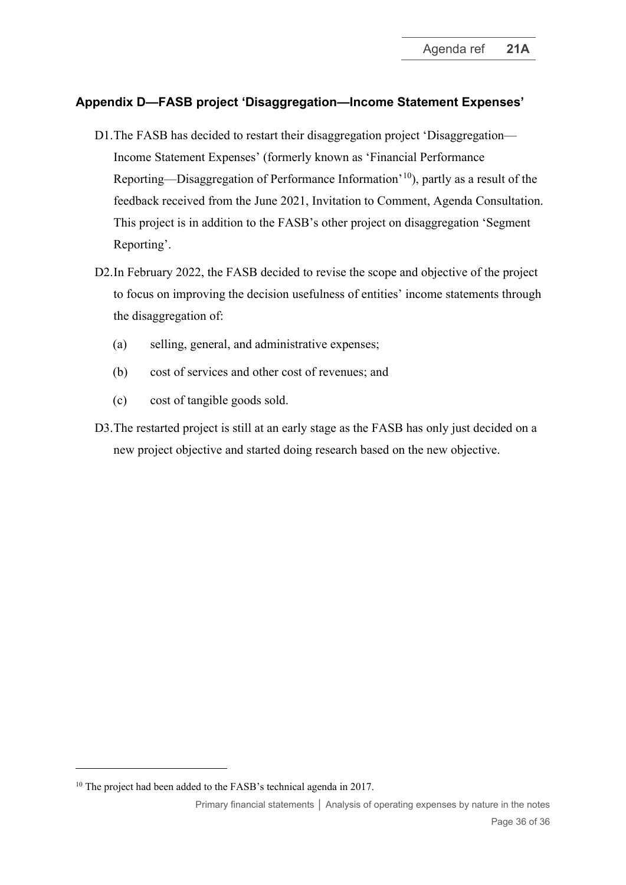## Appendix D—FASB project 'Disaggregation—Income Statement Expenses'

D1. The FASB has decided to restart their disaggregation project 'Disaggregation—Income Statement Expenses' (formerly known as 'Financial Performance Reporting—Disaggregation of Performance Information'[10]), partly as a result of the feedback received from the June 2021, Invitation to Comment, Agenda Consultation. This project is in addition to the FASB's other project on disaggregation 'Segment Reporting'.

D2. In February 2022, the FASB decided to revise the scope and objective of the project to focus on improving the decision usefulness of entities' income statements through the disaggregation of:

(a) selling, general, and administrative expenses;

(b) cost of services and other cost of revenues; and

(c) cost of tangible goods sold.

D3. The restarted project is still at an early stage as the FASB has only just decided on a new project objective and started doing research based on the new objective.

[10] The project had been added to the FASB's technical agenda in 2017.